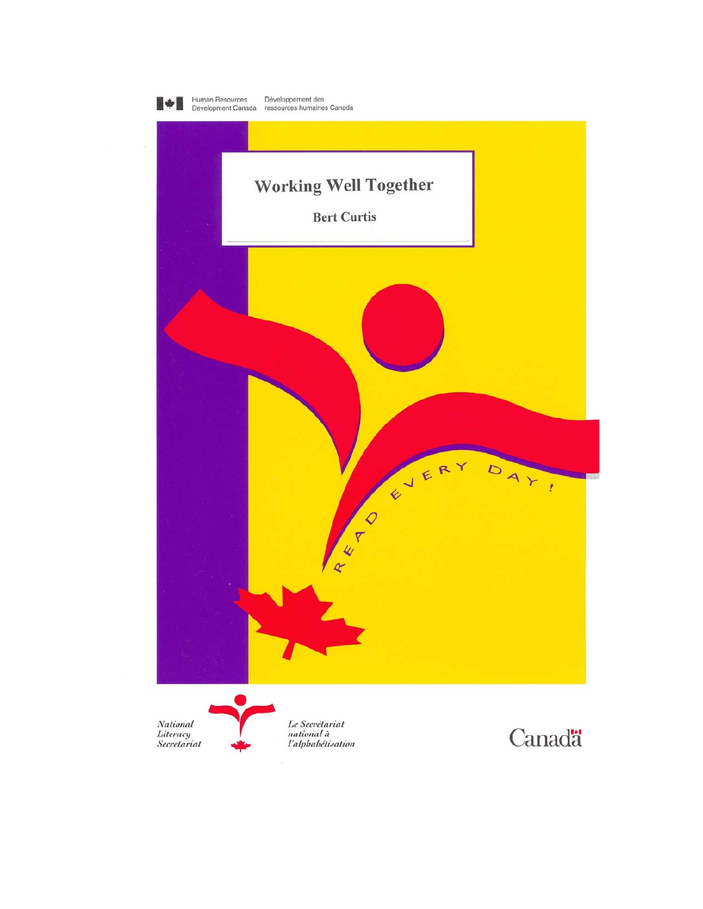Human Resources Development Canada — Développement des ressources humaines Canada

# Working Well Together

**Bert Curtis**

READ EVERY DAY!

*National Literacy Secretariat*

*Le Secrétariat national à l'alphabétisation*

Canada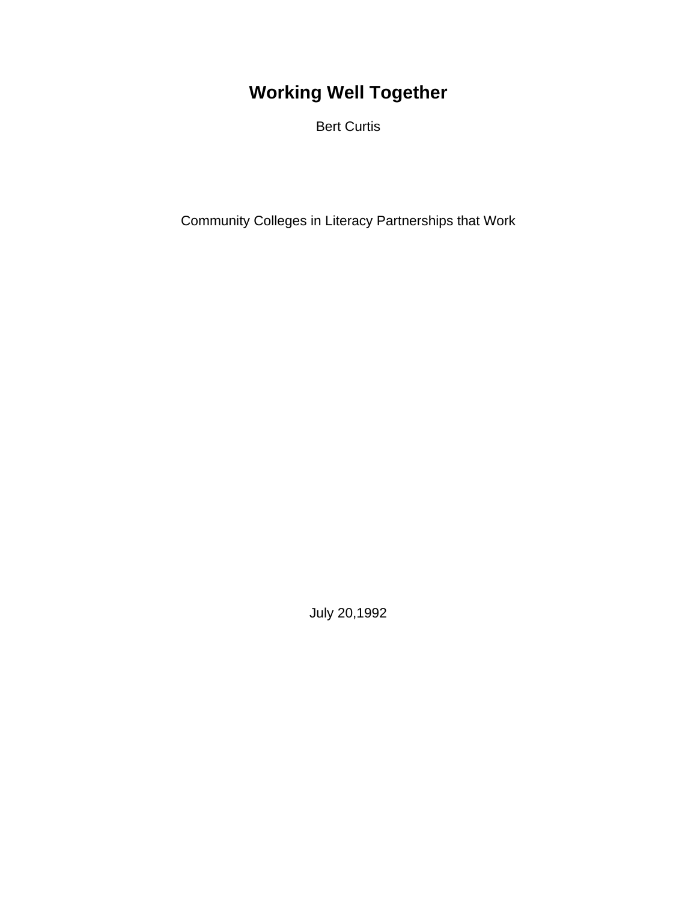# Working Well Together

Bert Curtis

Community Colleges in Literacy Partnerships that Work

July 20,1992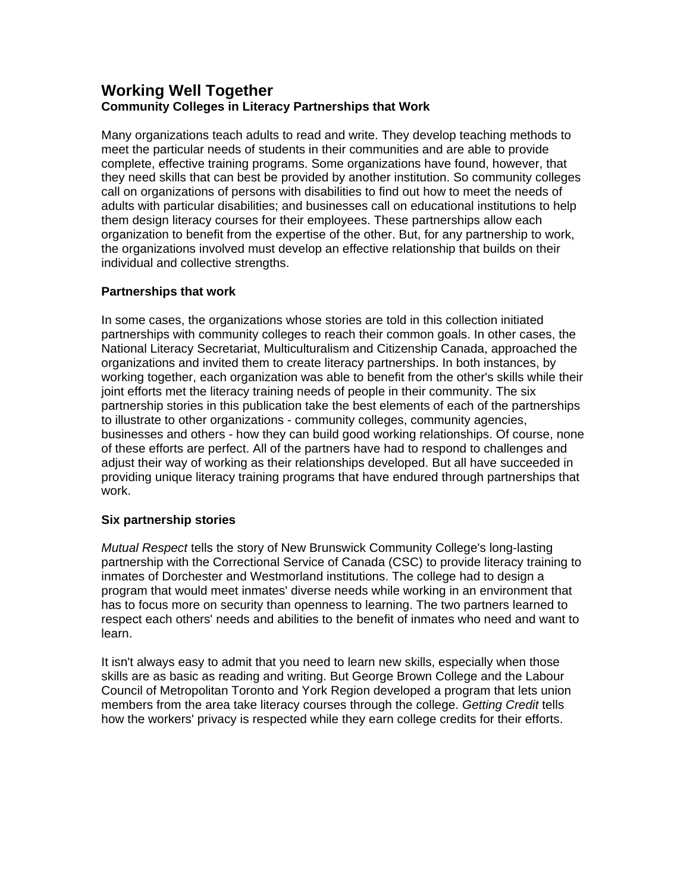# Working Well Together

**Community Colleges in Literacy Partnerships that Work**

Many organizations teach adults to read and write. They develop teaching methods to meet the particular needs of students in their communities and are able to provide complete, effective training programs. Some organizations have found, however, that they need skills that can best be provided by another institution. So community colleges call on organizations of persons with disabilities to find out how to meet the needs of adults with particular disabilities; and businesses call on educational institutions to help them design literacy courses for their employees. These partnerships allow each organization to benefit from the expertise of the other. But, for any partnership to work, the organizations involved must develop an effective relationship that builds on their individual and collective strengths.

## Partnerships that work

In some cases, the organizations whose stories are told in this collection initiated partnerships with community colleges to reach their common goals. In other cases, the National Literacy Secretariat, Multiculturalism and Citizenship Canada, approached the organizations and invited them to create literacy partnerships. In both instances, by working together, each organization was able to benefit from the other's skills while their joint efforts met the literacy training needs of people in their community. The six partnership stories in this publication take the best elements of each of the partnerships to illustrate to other organizations - community colleges, community agencies, businesses and others - how they can build good working relationships. Of course, none of these efforts are perfect. All of the partners have had to respond to challenges and adjust their way of working as their relationships developed. But all have succeeded in providing unique literacy training programs that have endured through partnerships that work.

## Six partnership stories

*Mutual Respect* tells the story of New Brunswick Community College's long-lasting partnership with the Correctional Service of Canada (CSC) to provide literacy training to inmates of Dorchester and Westmorland institutions. The college had to design a program that would meet inmates' diverse needs while working in an environment that has to focus more on security than openness to learning. The two partners learned to respect each others' needs and abilities to the benefit of inmates who need and want to learn.

It isn't always easy to admit that you need to learn new skills, especially when those skills are as basic as reading and writing. But George Brown College and the Labour Council of Metropolitan Toronto and York Region developed a program that lets union members from the area take literacy courses through the college. *Getting Credit* tells how the workers' privacy is respected while they earn college credits for their efforts.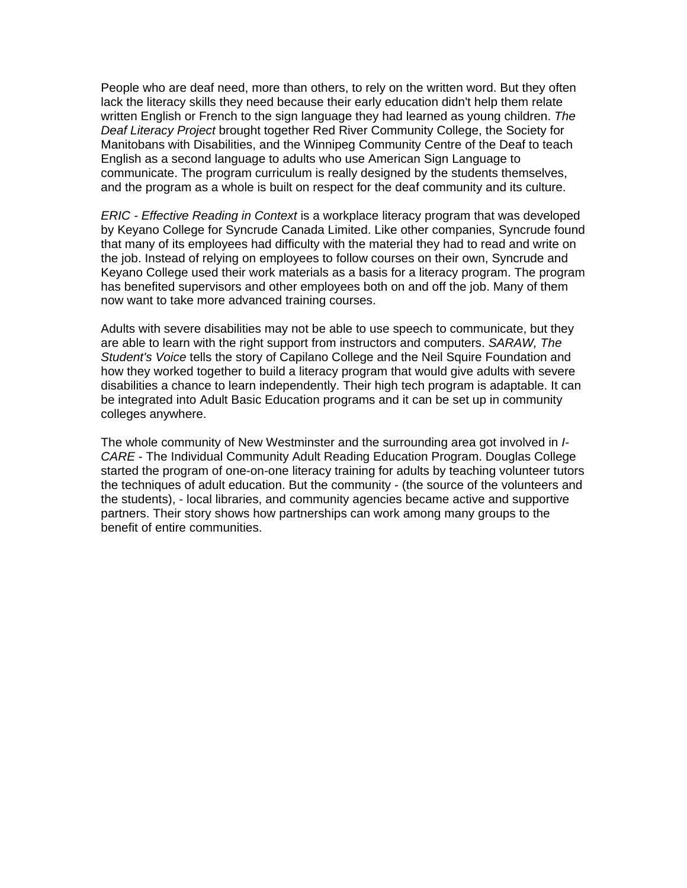People who are deaf need, more than others, to rely on the written word. But they often lack the literacy skills they need because their early education didn't help them relate written English or French to the sign language they had learned as young children. *The Deaf Literacy Project* brought together Red River Community College, the Society for Manitobans with Disabilities, and the Winnipeg Community Centre of the Deaf to teach English as a second language to adults who use American Sign Language to communicate. The program curriculum is really designed by the students themselves, and the program as a whole is built on respect for the deaf community and its culture.

*ERIC - Effective Reading in Context* is a workplace literacy program that was developed by Keyano College for Syncrude Canada Limited. Like other companies, Syncrude found that many of its employees had difficulty with the material they had to read and write on the job. Instead of relying on employees to follow courses on their own, Syncrude and Keyano College used their work materials as a basis for a literacy program. The program has benefited supervisors and other employees both on and off the job. Many of them now want to take more advanced training courses.

Adults with severe disabilities may not be able to use speech to communicate, but they are able to learn with the right support from instructors and computers. *SARAW, The Student's Voice* tells the story of Capilano College and the Neil Squire Foundation and how they worked together to build a literacy program that would give adults with severe disabilities a chance to learn independently. Their high tech program is adaptable. It can be integrated into Adult Basic Education programs and it can be set up in community colleges anywhere.

The whole community of New Westminster and the surrounding area got involved in *I-CARE* - The Individual Community Adult Reading Education Program. Douglas College started the program of one-on-one literacy training for adults by teaching volunteer tutors the techniques of adult education. But the community - (the source of the volunteers and the students), - local libraries, and community agencies became active and supportive partners. Their story shows how partnerships can work among many groups to the benefit of entire communities.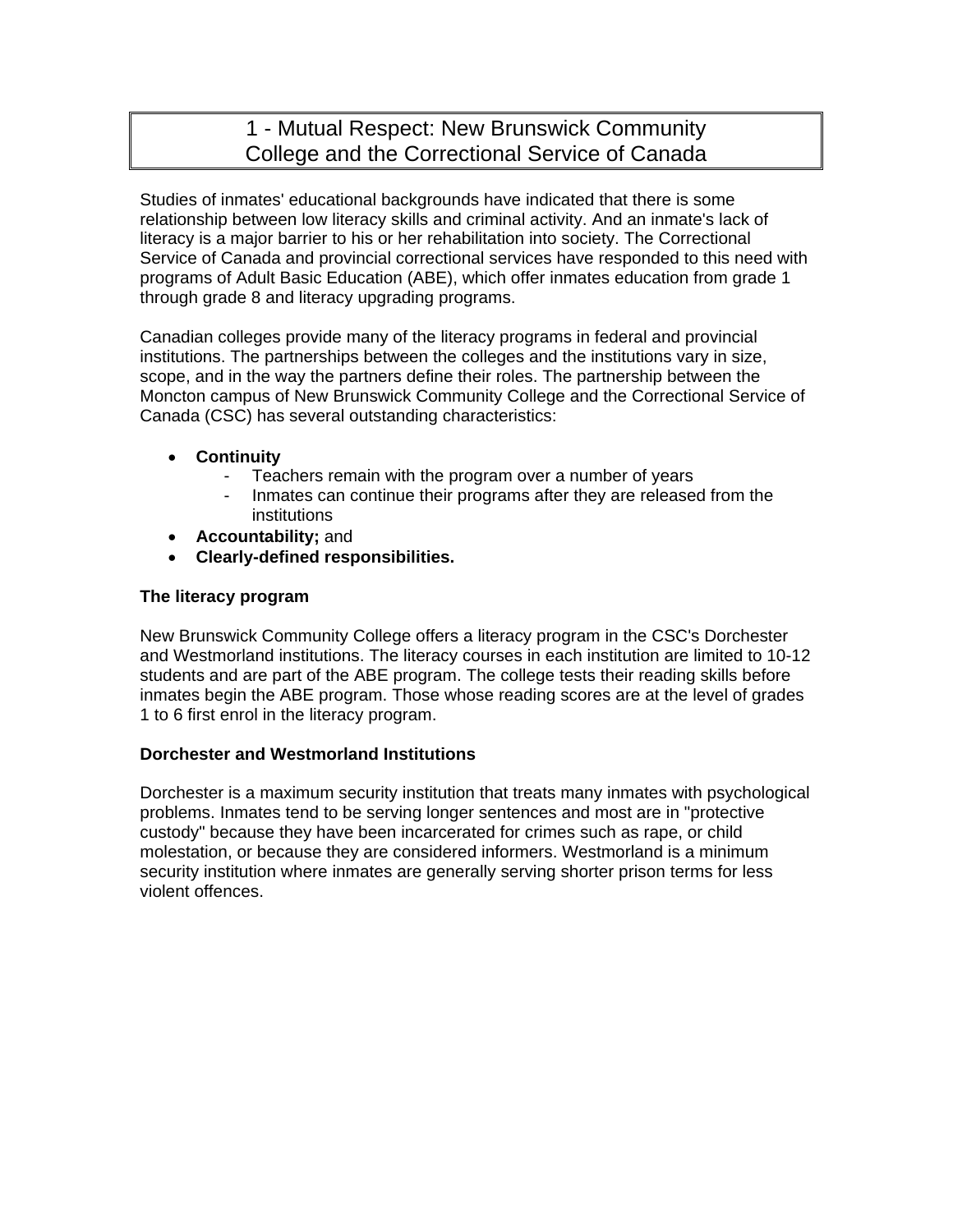# 1 - Mutual Respect: New Brunswick Community College and the Correctional Service of Canada

Studies of inmates' educational backgrounds have indicated that there is some relationship between low literacy skills and criminal activity. And an inmate's lack of literacy is a major barrier to his or her rehabilitation into society. The Correctional Service of Canada and provincial correctional services have responded to this need with programs of Adult Basic Education (ABE), which offer inmates education from grade 1 through grade 8 and literacy upgrading programs.

Canadian colleges provide many of the literacy programs in federal and provincial institutions. The partnerships between the colleges and the institutions vary in size, scope, and in the way the partners define their roles. The partnership between the Moncton campus of New Brunswick Community College and the Correctional Service of Canada (CSC) has several outstanding characteristics:

- **Continuity**
  - Teachers remain with the program over a number of years
  - Inmates can continue their programs after they are released from the institutions
- **Accountability;** and
- **Clearly-defined responsibilities.**

### The literacy program

New Brunswick Community College offers a literacy program in the CSC's Dorchester and Westmorland institutions. The literacy courses in each institution are limited to 10-12 students and are part of the ABE program. The college tests their reading skills before inmates begin the ABE program. Those whose reading scores are at the level of grades 1 to 6 first enrol in the literacy program.

### Dorchester and Westmorland Institutions

Dorchester is a maximum security institution that treats many inmates with psychological problems. Inmates tend to be serving longer sentences and most are in "protective custody" because they have been incarcerated for crimes such as rape, or child molestation, or because they are considered informers. Westmorland is a minimum security institution where inmates are generally serving shorter prison terms for less violent offences.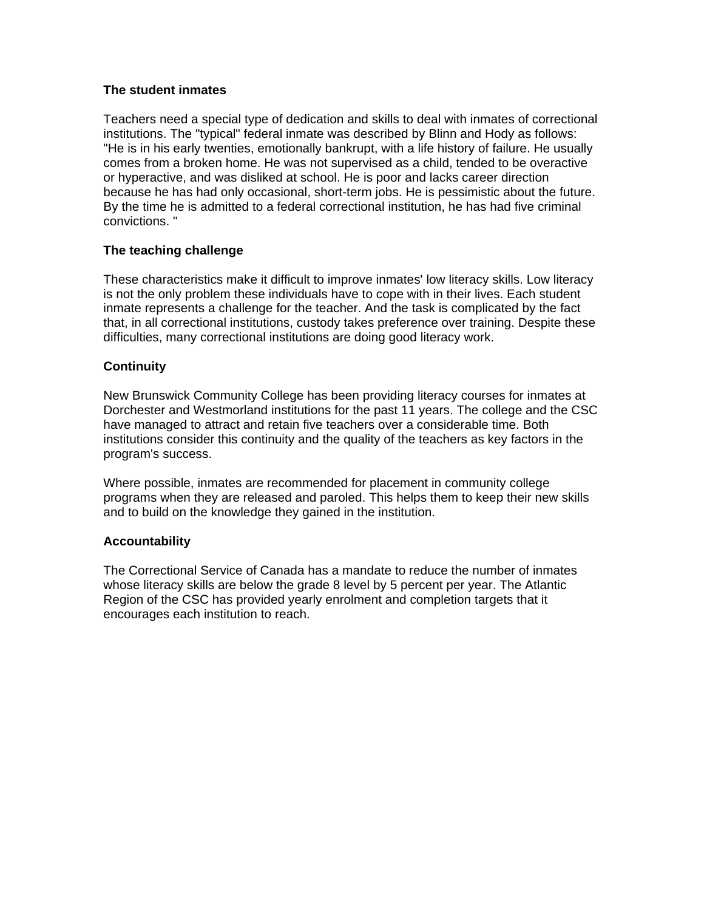### The student inmates

Teachers need a special type of dedication and skills to deal with inmates of correctional institutions. The "typical" federal inmate was described by Blinn and Hody as follows: "He is in his early twenties, emotionally bankrupt, with a life history of failure. He usually comes from a broken home. He was not supervised as a child, tended to be overactive or hyperactive, and was disliked at school. He is poor and lacks career direction because he has had only occasional, short-term jobs. He is pessimistic about the future. By the time he is admitted to a federal correctional institution, he has had five criminal convictions. "

### The teaching challenge

These characteristics make it difficult to improve inmates' low literacy skills. Low literacy is not the only problem these individuals have to cope with in their lives. Each student inmate represents a challenge for the teacher. And the task is complicated by the fact that, in all correctional institutions, custody takes preference over training. Despite these difficulties, many correctional institutions are doing good literacy work.

### Continuity

New Brunswick Community College has been providing literacy courses for inmates at Dorchester and Westmorland institutions for the past 11 years. The college and the CSC have managed to attract and retain five teachers over a considerable time. Both institutions consider this continuity and the quality of the teachers as key factors in the program's success.

Where possible, inmates are recommended for placement in community college programs when they are released and paroled. This helps them to keep their new skills and to build on the knowledge they gained in the institution.

### Accountability

The Correctional Service of Canada has a mandate to reduce the number of inmates whose literacy skills are below the grade 8 level by 5 percent per year. The Atlantic Region of the CSC has provided yearly enrolment and completion targets that it encourages each institution to reach.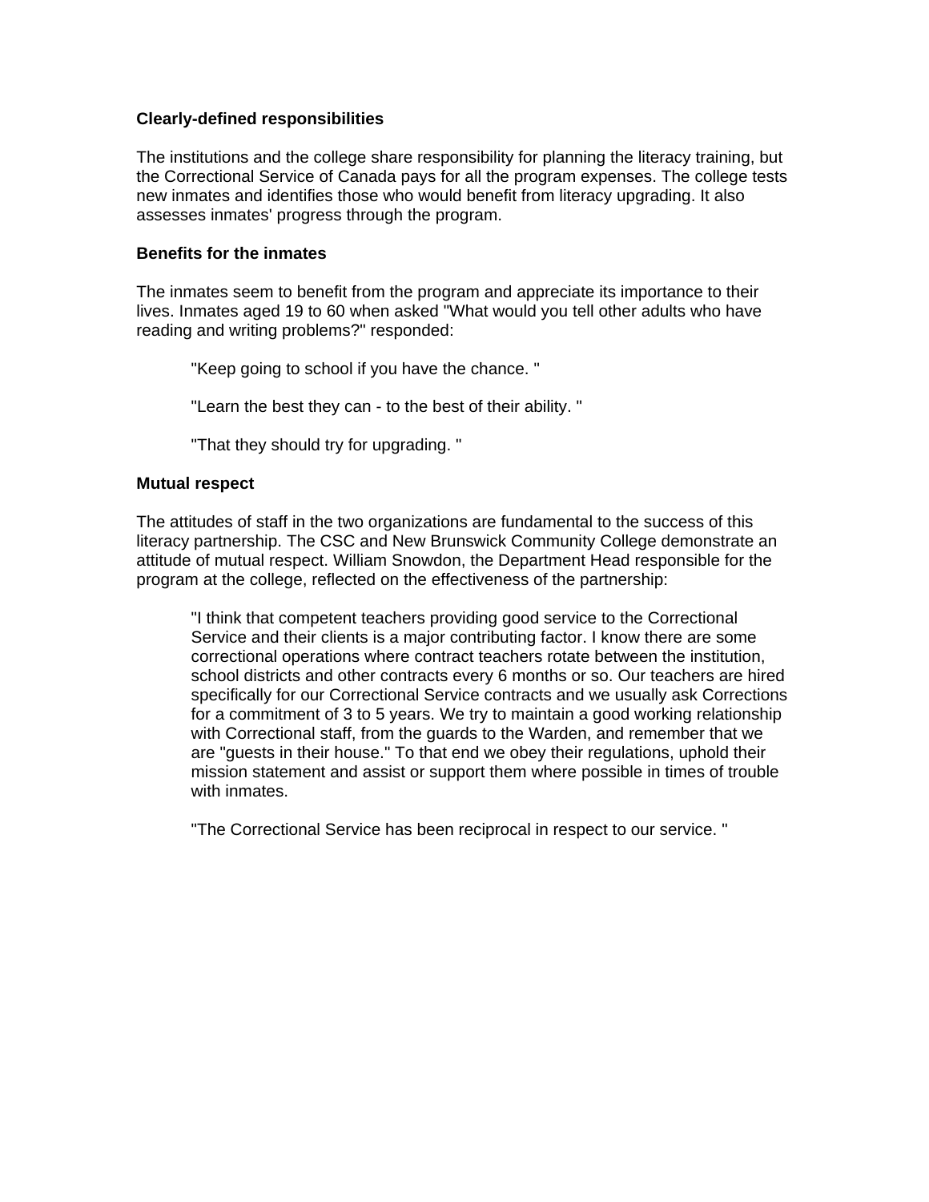**Clearly-defined responsibilities**

The institutions and the college share responsibility for planning the literacy training, but the Correctional Service of Canada pays for all the program expenses. The college tests new inmates and identifies those who would benefit from literacy upgrading. It also assesses inmates' progress through the program.

**Benefits for the inmates**

The inmates seem to benefit from the program and appreciate its importance to their lives. Inmates aged 19 to 60 when asked "What would you tell other adults who have reading and writing problems?" responded:

> "Keep going to school if you have the chance. "
>
> "Learn the best they can - to the best of their ability. "
>
> "That they should try for upgrading. "

**Mutual respect**

The attitudes of staff in the two organizations are fundamental to the success of this literacy partnership. The CSC and New Brunswick Community College demonstrate an attitude of mutual respect. William Snowdon, the Department Head responsible for the program at the college, reflected on the effectiveness of the partnership:

> "I think that competent teachers providing good service to the Correctional Service and their clients is a major contributing factor. I know there are some correctional operations where contract teachers rotate between the institution, school districts and other contracts every 6 months or so. Our teachers are hired specifically for our Correctional Service contracts and we usually ask Corrections for a commitment of 3 to 5 years. We try to maintain a good working relationship with Correctional staff, from the guards to the Warden, and remember that we are "guests in their house." To that end we obey their regulations, uphold their mission statement and assist or support them where possible in times of trouble with inmates.
>
> "The Correctional Service has been reciprocal in respect to our service. "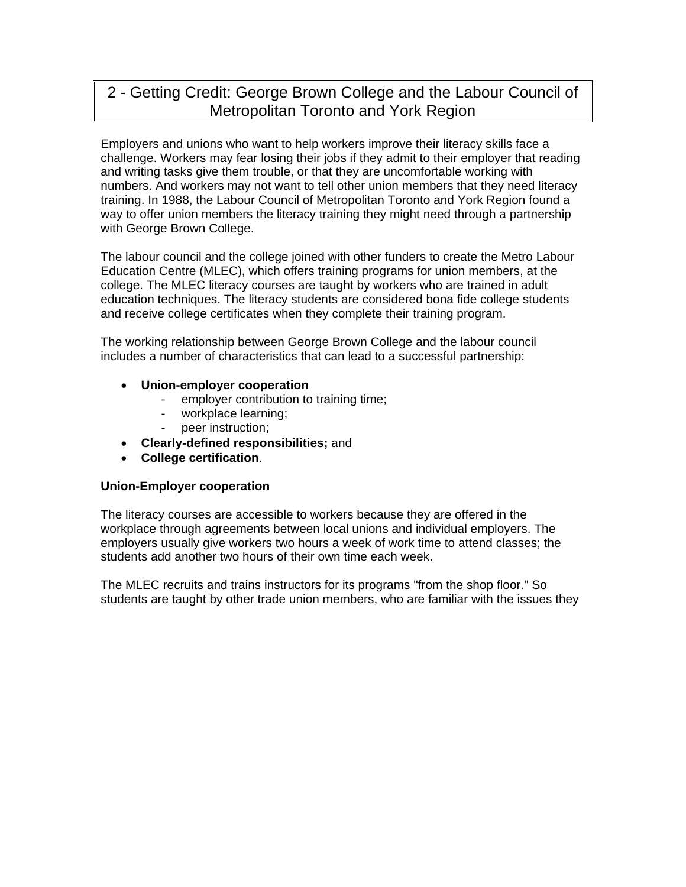## 2 - Getting Credit: George Brown College and the Labour Council of Metropolitan Toronto and York Region

Employers and unions who want to help workers improve their literacy skills face a challenge. Workers may fear losing their jobs if they admit to their employer that reading and writing tasks give them trouble, or that they are uncomfortable working with numbers. And workers may not want to tell other union members that they need literacy training. In 1988, the Labour Council of Metropolitan Toronto and York Region found a way to offer union members the literacy training they might need through a partnership with George Brown College.

The labour council and the college joined with other funders to create the Metro Labour Education Centre (MLEC), which offers training programs for union members, at the college. The MLEC literacy courses are taught by workers who are trained in adult education techniques. The literacy students are considered bona fide college students and receive college certificates when they complete their training program.

The working relationship between George Brown College and the labour council includes a number of characteristics that can lead to a successful partnership:

- **Union-employer cooperation**
  - employer contribution to training time;
  - workplace learning;
  - peer instruction;
- **Clearly-defined responsibilities;** and
- **College certification**.

**Union-Employer cooperation**

The literacy courses are accessible to workers because they are offered in the workplace through agreements between local unions and individual employers. The employers usually give workers two hours a week of work time to attend classes; the students add another two hours of their own time each week.

The MLEC recruits and trains instructors for its programs "from the shop floor." So students are taught by other trade union members, who are familiar with the issues they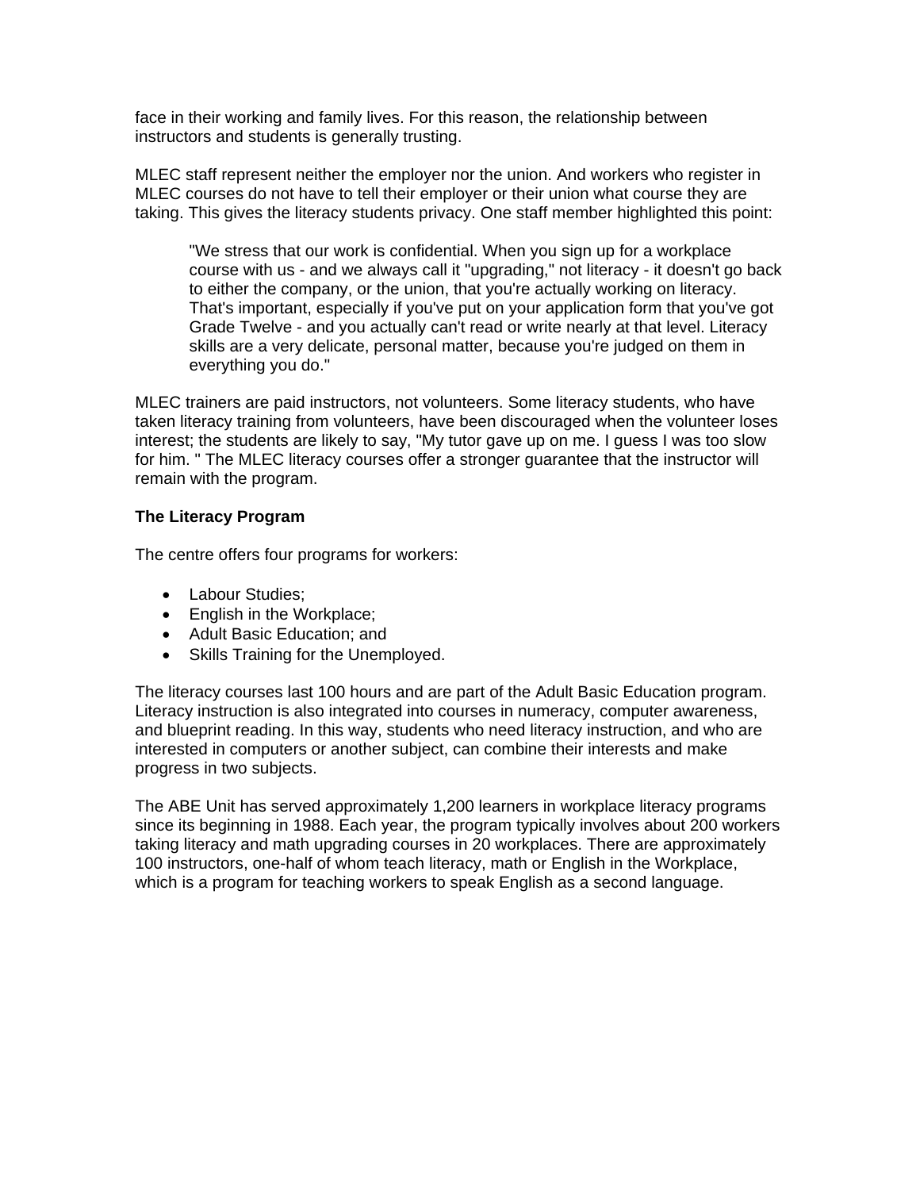face in their working and family lives. For this reason, the relationship between instructors and students is generally trusting.

MLEC staff represent neither the employer nor the union. And workers who register in MLEC courses do not have to tell their employer or their union what course they are taking. This gives the literacy students privacy. One staff member highlighted this point:

> "We stress that our work is confidential. When you sign up for a workplace course with us - and we always call it "upgrading," not literacy - it doesn't go back to either the company, or the union, that you're actually working on literacy. That's important, especially if you've put on your application form that you've got Grade Twelve - and you actually can't read or write nearly at that level. Literacy skills are a very delicate, personal matter, because you're judged on them in everything you do."

MLEC trainers are paid instructors, not volunteers. Some literacy students, who have taken literacy training from volunteers, have been discouraged when the volunteer loses interest; the students are likely to say, "My tutor gave up on me. I guess I was too slow for him. " The MLEC literacy courses offer a stronger guarantee that the instructor will remain with the program.

**The Literacy Program**

The centre offers four programs for workers:

- Labour Studies;
- English in the Workplace;
- Adult Basic Education; and
- Skills Training for the Unemployed.

The literacy courses last 100 hours and are part of the Adult Basic Education program. Literacy instruction is also integrated into courses in numeracy, computer awareness, and blueprint reading. In this way, students who need literacy instruction, and who are interested in computers or another subject, can combine their interests and make progress in two subjects.

The ABE Unit has served approximately 1,200 learners in workplace literacy programs since its beginning in 1988. Each year, the program typically involves about 200 workers taking literacy and math upgrading courses in 20 workplaces. There are approximately 100 instructors, one-half of whom teach literacy, math or English in the Workplace, which is a program for teaching workers to speak English as a second language.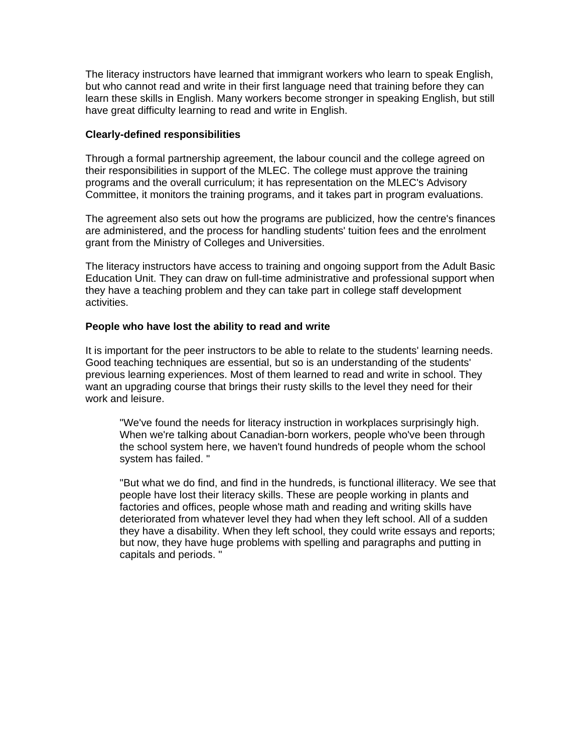The literacy instructors have learned that immigrant workers who learn to speak English, but who cannot read and write in their first language need that training before they can learn these skills in English. Many workers become stronger in speaking English, but still have great difficulty learning to read and write in English.

**Clearly-defined responsibilities**

Through a formal partnership agreement, the labour council and the college agreed on their responsibilities in support of the MLEC. The college must approve the training programs and the overall curriculum; it has representation on the MLEC's Advisory Committee, it monitors the training programs, and it takes part in program evaluations.

The agreement also sets out how the programs are publicized, how the centre's finances are administered, and the process for handling students' tuition fees and the enrolment grant from the Ministry of Colleges and Universities.

The literacy instructors have access to training and ongoing support from the Adult Basic Education Unit. They can draw on full-time administrative and professional support when they have a teaching problem and they can take part in college staff development activities.

**People who have lost the ability to read and write**

It is important for the peer instructors to be able to relate to the students' learning needs. Good teaching techniques are essential, but so is an understanding of the students' previous learning experiences. Most of them learned to read and write in school. They want an upgrading course that brings their rusty skills to the level they need for their work and leisure.

> "We've found the needs for literacy instruction in workplaces surprisingly high. When we're talking about Canadian-born workers, people who've been through the school system here, we haven't found hundreds of people whom the school system has failed. "
>
> "But what we do find, and find in the hundreds, is functional illiteracy. We see that people have lost their literacy skills. These are people working in plants and factories and offices, people whose math and reading and writing skills have deteriorated from whatever level they had when they left school. All of a sudden they have a disability. When they left school, they could write essays and reports; but now, they have huge problems with spelling and paragraphs and putting in capitals and periods. "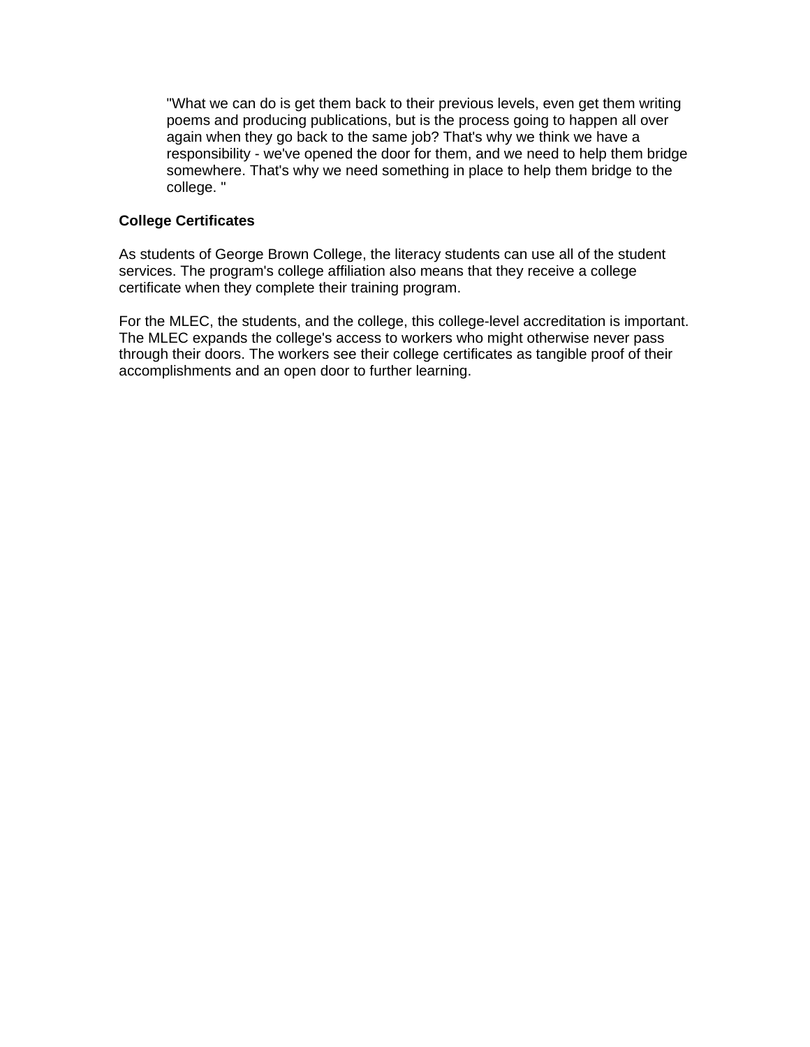> "What we can do is get them back to their previous levels, even get them writing poems and producing publications, but is the process going to happen all over again when they go back to the same job? That's why we think we have a responsibility - we've opened the door for them, and we need to help them bridge somewhere. That's why we need something in place to help them bridge to the college. "

**College Certificates**

As students of George Brown College, the literacy students can use all of the student services. The program's college affiliation also means that they receive a college certificate when they complete their training program.

For the MLEC, the students, and the college, this college-level accreditation is important. The MLEC expands the college's access to workers who might otherwise never pass through their doors. The workers see their college certificates as tangible proof of their accomplishments and an open door to further learning.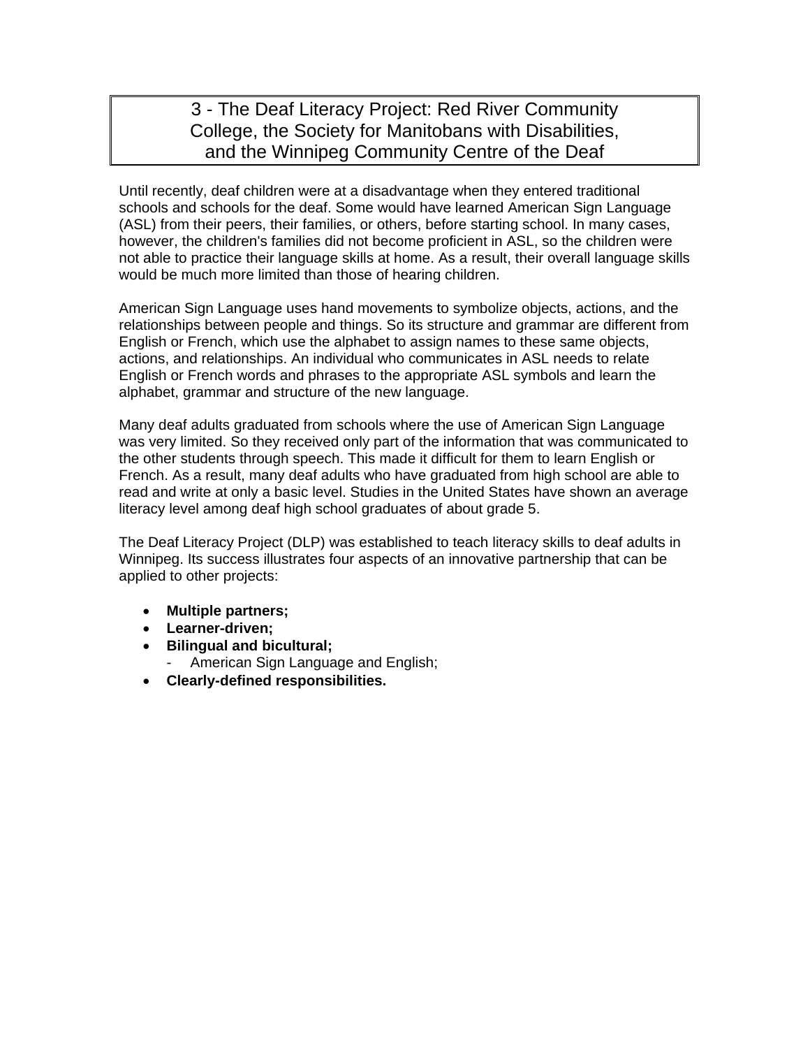## 3 - The Deaf Literacy Project: Red River Community College, the Society for Manitobans with Disabilities, and the Winnipeg Community Centre of the Deaf

Until recently, deaf children were at a disadvantage when they entered traditional schools and schools for the deaf. Some would have learned American Sign Language (ASL) from their peers, their families, or others, before starting school. In many cases, however, the children's families did not become proficient in ASL, so the children were not able to practice their language skills at home. As a result, their overall language skills would be much more limited than those of hearing children.

American Sign Language uses hand movements to symbolize objects, actions, and the relationships between people and things. So its structure and grammar are different from English or French, which use the alphabet to assign names to these same objects, actions, and relationships. An individual who communicates in ASL needs to relate English or French words and phrases to the appropriate ASL symbols and learn the alphabet, grammar and structure of the new language.

Many deaf adults graduated from schools where the use of American Sign Language was very limited. So they received only part of the information that was communicated to the other students through speech. This made it difficult for them to learn English or French. As a result, many deaf adults who have graduated from high school are able to read and write at only a basic level. Studies in the United States have shown an average literacy level among deaf high school graduates of about grade 5.

The Deaf Literacy Project (DLP) was established to teach literacy skills to deaf adults in Winnipeg. Its success illustrates four aspects of an innovative partnership that can be applied to other projects:

- **Multiple partners;**
- **Learner-driven;**
- **Bilingual and bicultural;**
  - American Sign Language and English;
- **Clearly-defined responsibilities.**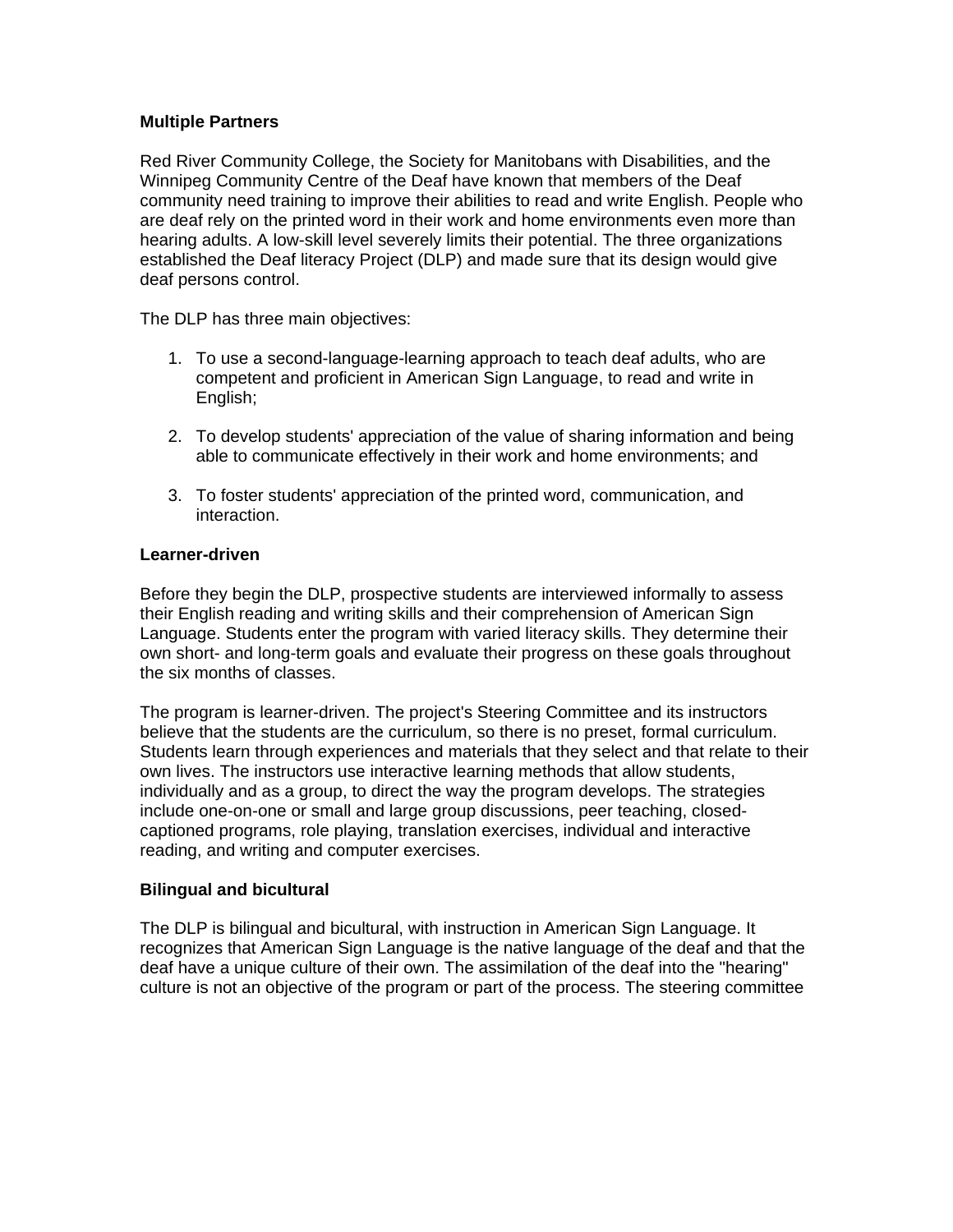**Multiple Partners**

Red River Community College, the Society for Manitobans with Disabilities, and the Winnipeg Community Centre of the Deaf have known that members of the Deaf community need training to improve their abilities to read and write English. People who are deaf rely on the printed word in their work and home environments even more than hearing adults. A low-skill level severely limits their potential. The three organizations established the Deaf literacy Project (DLP) and made sure that its design would give deaf persons control.

The DLP has three main objectives:

1. To use a second-language-learning approach to teach deaf adults, who are competent and proficient in American Sign Language, to read and write in English;

2. To develop students' appreciation of the value of sharing information and being able to communicate effectively in their work and home environments; and

3. To foster students' appreciation of the printed word, communication, and interaction.

**Learner-driven**

Before they begin the DLP, prospective students are interviewed informally to assess their English reading and writing skills and their comprehension of American Sign Language. Students enter the program with varied literacy skills. They determine their own short- and long-term goals and evaluate their progress on these goals throughout the six months of classes.

The program is learner-driven. The project's Steering Committee and its instructors believe that the students are the curriculum, so there is no preset, formal curriculum. Students learn through experiences and materials that they select and that relate to their own lives. The instructors use interactive learning methods that allow students, individually and as a group, to direct the way the program develops. The strategies include one-on-one or small and large group discussions, peer teaching, closed-captioned programs, role playing, translation exercises, individual and interactive reading, and writing and computer exercises.

**Bilingual and bicultural**

The DLP is bilingual and bicultural, with instruction in American Sign Language. It recognizes that American Sign Language is the native language of the deaf and that the deaf have a unique culture of their own. The assimilation of the deaf into the "hearing" culture is not an objective of the program or part of the process. The steering committee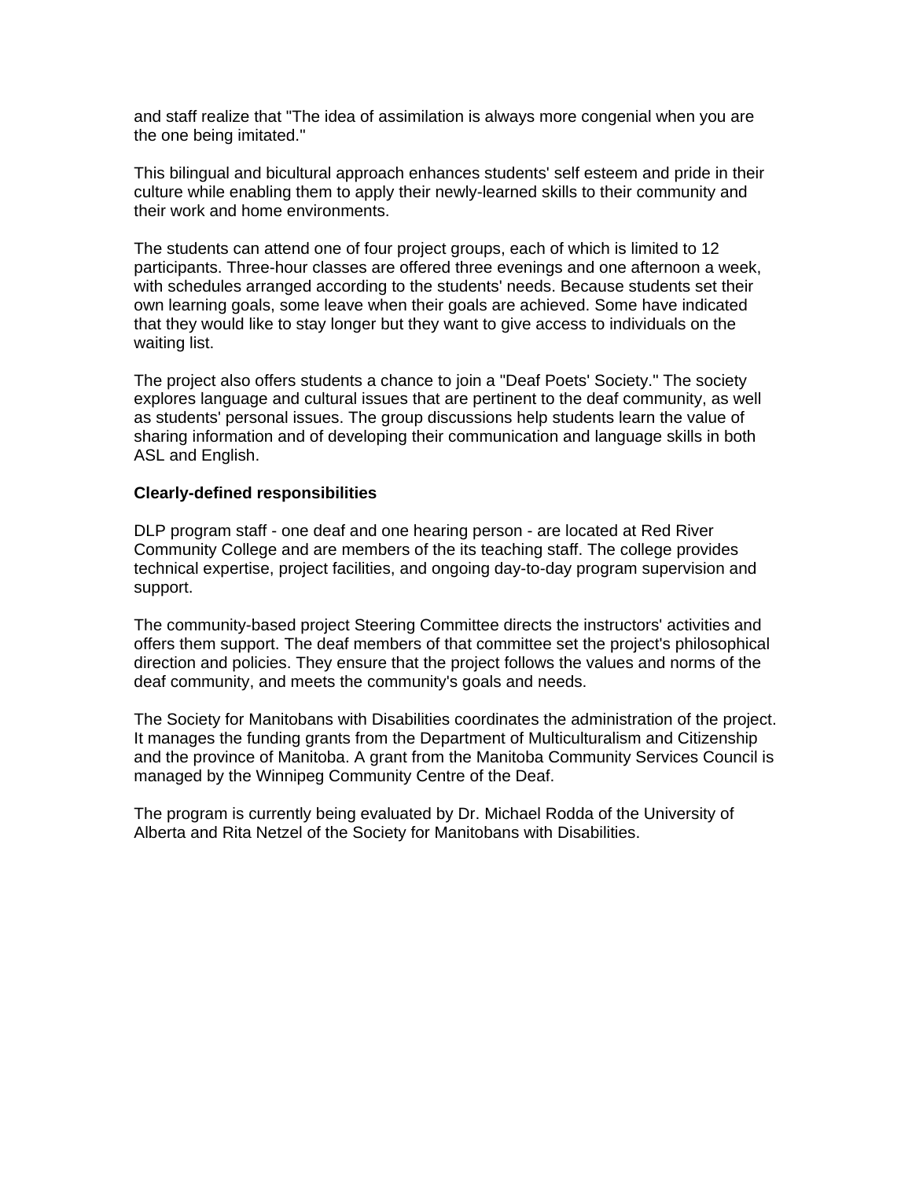and staff realize that "The idea of assimilation is always more congenial when you are the one being imitated."

This bilingual and bicultural approach enhances students' self esteem and pride in their culture while enabling them to apply their newly-learned skills to their community and their work and home environments.

The students can attend one of four project groups, each of which is limited to 12 participants. Three-hour classes are offered three evenings and one afternoon a week, with schedules arranged according to the students' needs. Because students set their own learning goals, some leave when their goals are achieved. Some have indicated that they would like to stay longer but they want to give access to individuals on the waiting list.

The project also offers students a chance to join a "Deaf Poets' Society." The society explores language and cultural issues that are pertinent to the deaf community, as well as students' personal issues. The group discussions help students learn the value of sharing information and of developing their communication and language skills in both ASL and English.

**Clearly-defined responsibilities**

DLP program staff - one deaf and one hearing person - are located at Red River Community College and are members of the its teaching staff. The college provides technical expertise, project facilities, and ongoing day-to-day program supervision and support.

The community-based project Steering Committee directs the instructors' activities and offers them support. The deaf members of that committee set the project's philosophical direction and policies. They ensure that the project follows the values and norms of the deaf community, and meets the community's goals and needs.

The Society for Manitobans with Disabilities coordinates the administration of the project. It manages the funding grants from the Department of Multiculturalism and Citizenship and the province of Manitoba. A grant from the Manitoba Community Services Council is managed by the Winnipeg Community Centre of the Deaf.

The program is currently being evaluated by Dr. Michael Rodda of the University of Alberta and Rita Netzel of the Society for Manitobans with Disabilities.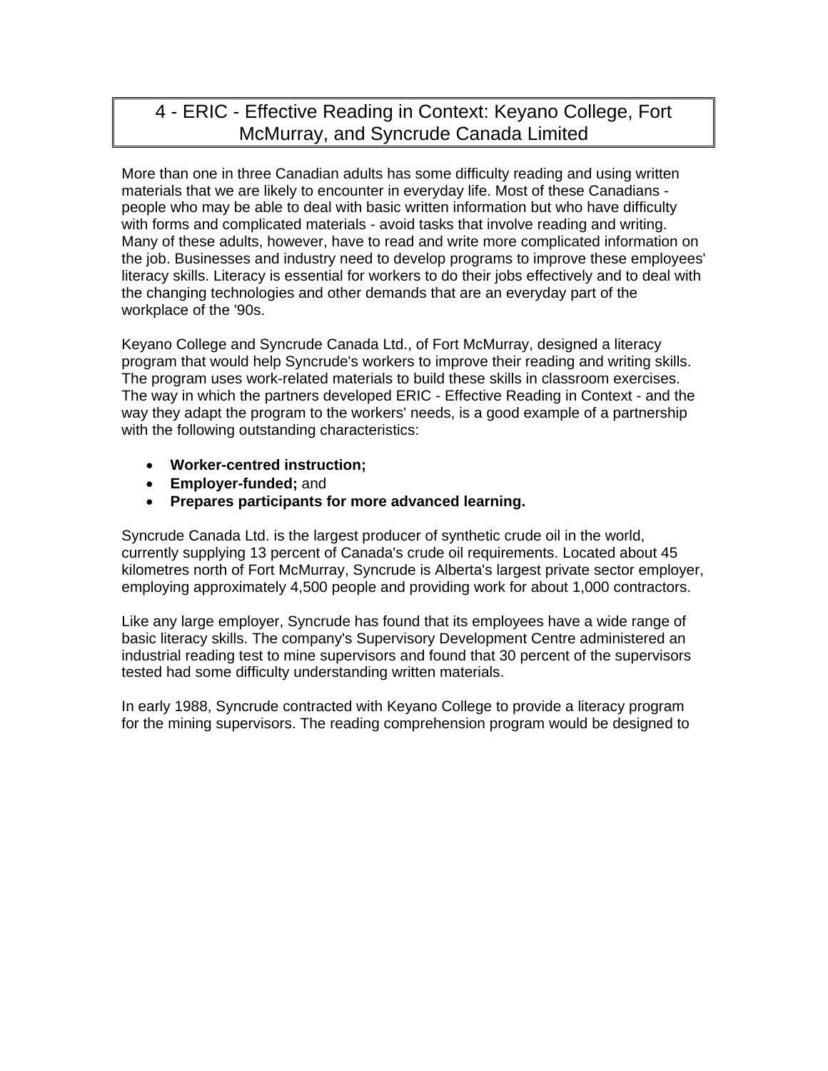# 4 - ERIC - Effective Reading in Context: Keyano College, Fort McMurray, and Syncrude Canada Limited

More than one in three Canadian adults has some difficulty reading and using written materials that we are likely to encounter in everyday life. Most of these Canadians - people who may be able to deal with basic written information but who have difficulty with forms and complicated materials - avoid tasks that involve reading and writing. Many of these adults, however, have to read and write more complicated information on the job. Businesses and industry need to develop programs to improve these employees' literacy skills. Literacy is essential for workers to do their jobs effectively and to deal with the changing technologies and other demands that are an everyday part of the workplace of the '90s.

Keyano College and Syncrude Canada Ltd., of Fort McMurray, designed a literacy program that would help Syncrude's workers to improve their reading and writing skills. The program uses work-related materials to build these skills in classroom exercises. The way in which the partners developed ERIC - Effective Reading in Context - and the way they adapt the program to the workers' needs, is a good example of a partnership with the following outstanding characteristics:

- **Worker-centred instruction;**
- **Employer-funded;** and
- **Prepares participants for more advanced learning.**

Syncrude Canada Ltd. is the largest producer of synthetic crude oil in the world, currently supplying 13 percent of Canada's crude oil requirements. Located about 45 kilometres north of Fort McMurray, Syncrude is Alberta's largest private sector employer, employing approximately 4,500 people and providing work for about 1,000 contractors.

Like any large employer, Syncrude has found that its employees have a wide range of basic literacy skills. The company's Supervisory Development Centre administered an industrial reading test to mine supervisors and found that 30 percent of the supervisors tested had some difficulty understanding written materials.

In early 1988, Syncrude contracted with Keyano College to provide a literacy program for the mining supervisors. The reading comprehension program would be designed to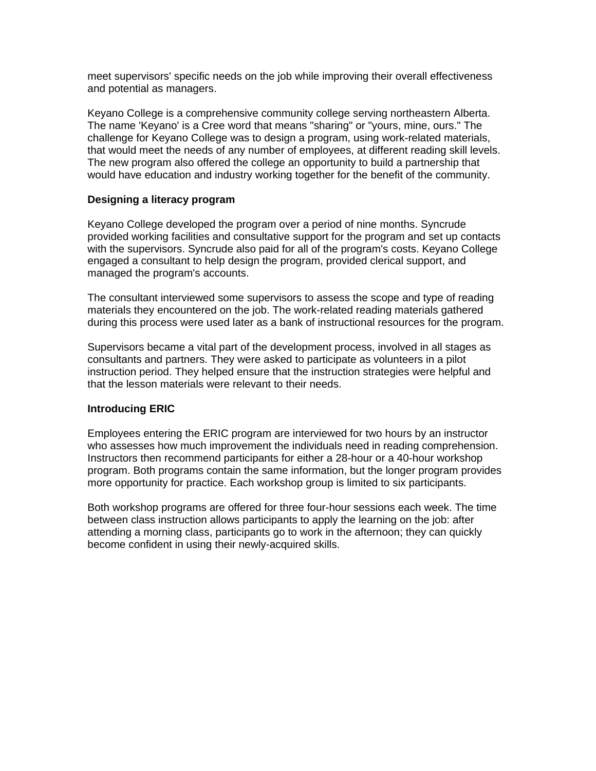meet supervisors' specific needs on the job while improving their overall effectiveness and potential as managers.

Keyano College is a comprehensive community college serving northeastern Alberta. The name 'Keyano' is a Cree word that means "sharing" or "yours, mine, ours." The challenge for Keyano College was to design a program, using work-related materials, that would meet the needs of any number of employees, at different reading skill levels. The new program also offered the college an opportunity to build a partnership that would have education and industry working together for the benefit of the community.

**Designing a literacy program**

Keyano College developed the program over a period of nine months. Syncrude provided working facilities and consultative support for the program and set up contacts with the supervisors. Syncrude also paid for all of the program's costs. Keyano College engaged a consultant to help design the program, provided clerical support, and managed the program's accounts.

The consultant interviewed some supervisors to assess the scope and type of reading materials they encountered on the job. The work-related reading materials gathered during this process were used later as a bank of instructional resources for the program.

Supervisors became a vital part of the development process, involved in all stages as consultants and partners. They were asked to participate as volunteers in a pilot instruction period. They helped ensure that the instruction strategies were helpful and that the lesson materials were relevant to their needs.

**Introducing ERIC**

Employees entering the ERIC program are interviewed for two hours by an instructor who assesses how much improvement the individuals need in reading comprehension. Instructors then recommend participants for either a 28-hour or a 40-hour workshop program. Both programs contain the same information, but the longer program provides more opportunity for practice. Each workshop group is limited to six participants.

Both workshop programs are offered for three four-hour sessions each week. The time between class instruction allows participants to apply the learning on the job: after attending a morning class, participants go to work in the afternoon; they can quickly become confident in using their newly-acquired skills.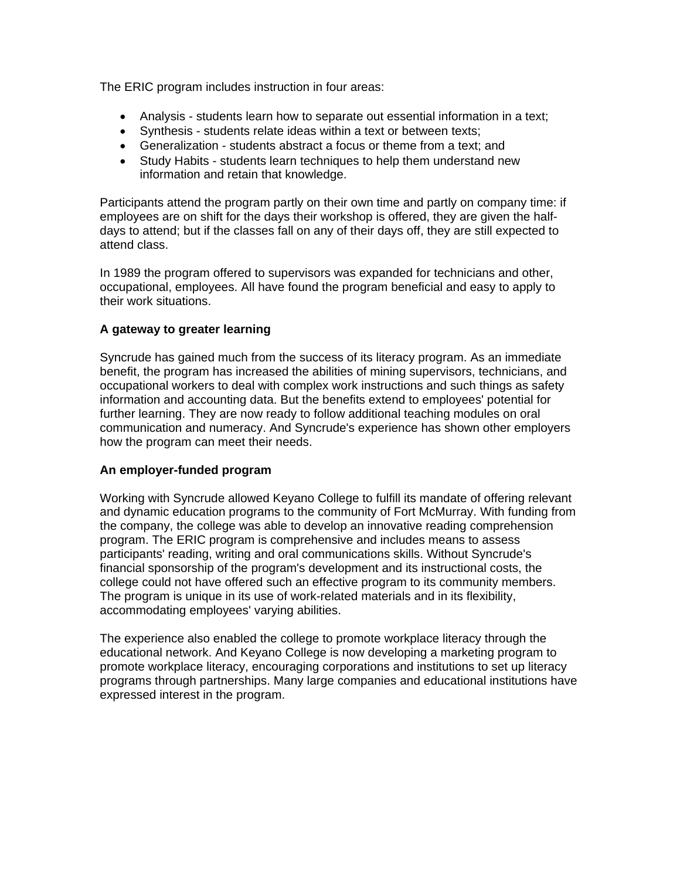The ERIC program includes instruction in four areas:

- Analysis - students learn how to separate out essential information in a text;
- Synthesis - students relate ideas within a text or between texts;
- Generalization - students abstract a focus or theme from a text; and
- Study Habits - students learn techniques to help them understand new information and retain that knowledge.

Participants attend the program partly on their own time and partly on company time: if employees are on shift for the days their workshop is offered, they are given the half-days to attend; but if the classes fall on any of their days off, they are still expected to attend class.

In 1989 the program offered to supervisors was expanded for technicians and other, occupational, employees. All have found the program beneficial and easy to apply to their work situations.

**A gateway to greater learning**

Syncrude has gained much from the success of its literacy program. As an immediate benefit, the program has increased the abilities of mining supervisors, technicians, and occupational workers to deal with complex work instructions and such things as safety information and accounting data. But the benefits extend to employees' potential for further learning. They are now ready to follow additional teaching modules on oral communication and numeracy. And Syncrude's experience has shown other employers how the program can meet their needs.

**An employer-funded program**

Working with Syncrude allowed Keyano College to fulfill its mandate of offering relevant and dynamic education programs to the community of Fort McMurray. With funding from the company, the college was able to develop an innovative reading comprehension program. The ERIC program is comprehensive and includes means to assess participants' reading, writing and oral communications skills. Without Syncrude's financial sponsorship of the program's development and its instructional costs, the college could not have offered such an effective program to its community members. The program is unique in its use of work-related materials and in its flexibility, accommodating employees' varying abilities.

The experience also enabled the college to promote workplace literacy through the educational network. And Keyano College is now developing a marketing program to promote workplace literacy, encouraging corporations and institutions to set up literacy programs through partnerships. Many large companies and educational institutions have expressed interest in the program.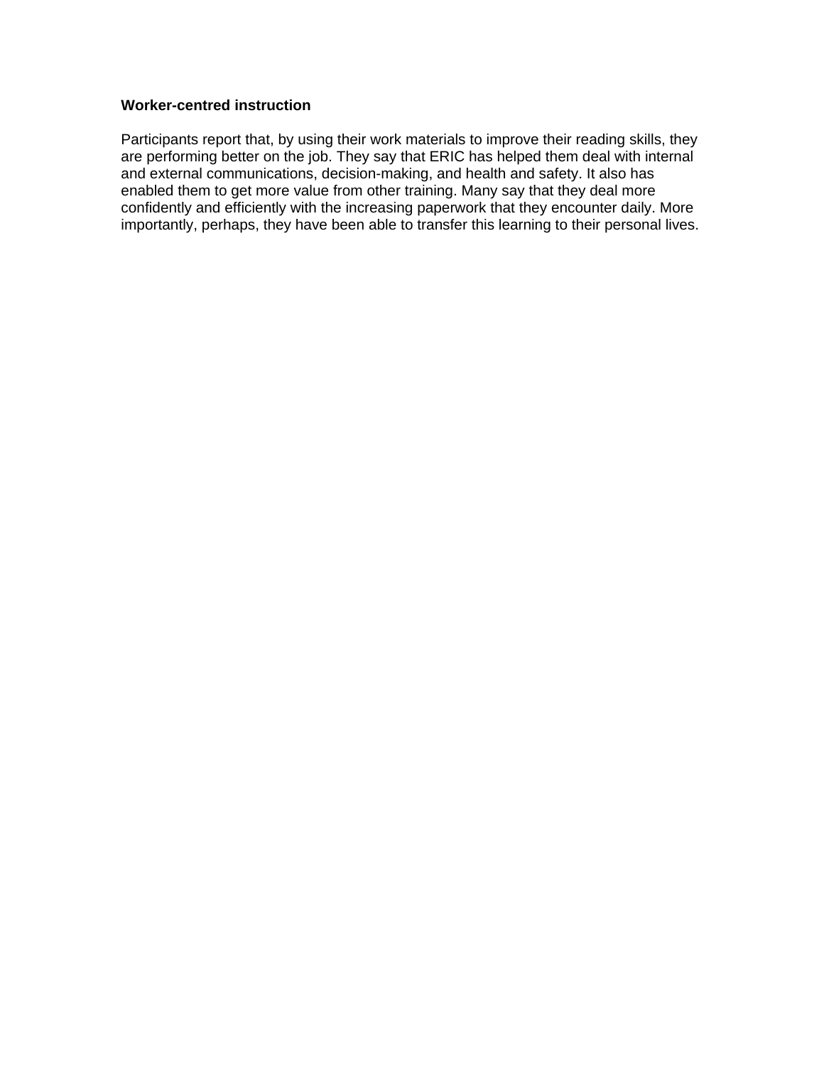**Worker-centred instruction**

Participants report that, by using their work materials to improve their reading skills, they are performing better on the job. They say that ERIC has helped them deal with internal and external communications, decision-making, and health and safety. It also has enabled them to get more value from other training. Many say that they deal more confidently and efficiently with the increasing paperwork that they encounter daily. More importantly, perhaps, they have been able to transfer this learning to their personal lives.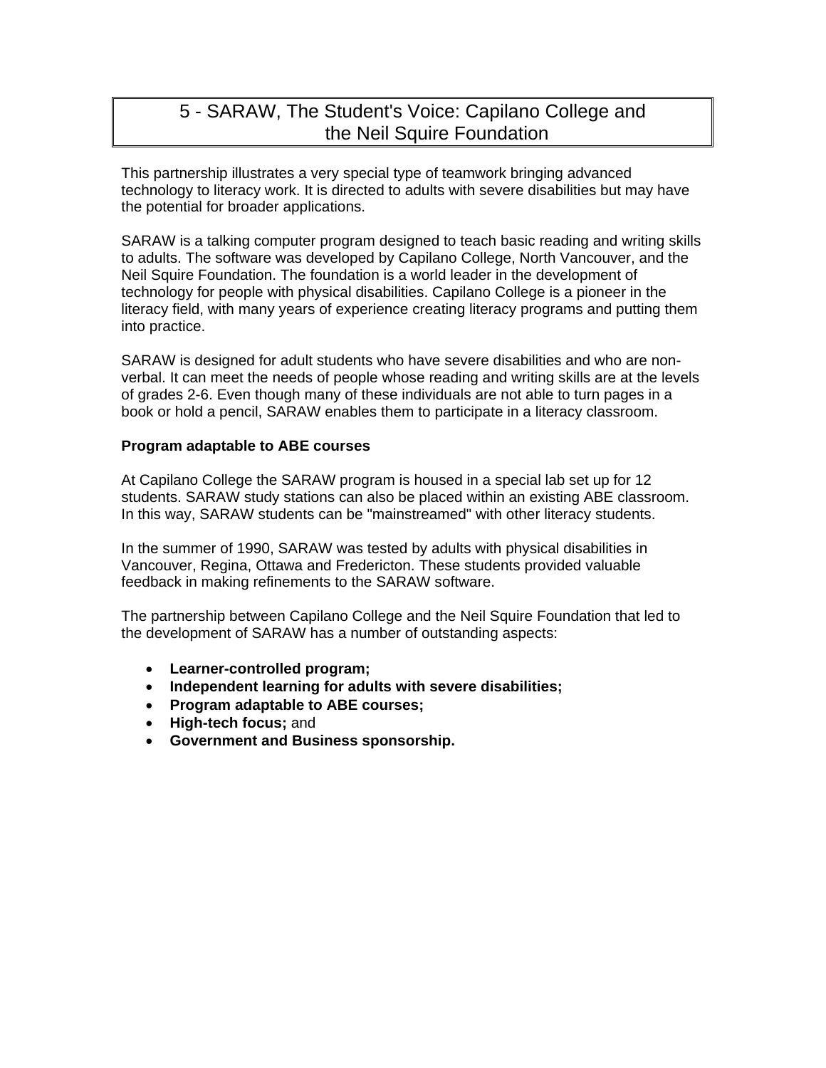# 5 - SARAW, The Student's Voice: Capilano College and the Neil Squire Foundation

This partnership illustrates a very special type of teamwork bringing advanced technology to literacy work. It is directed to adults with severe disabilities but may have the potential for broader applications.

SARAW is a talking computer program designed to teach basic reading and writing skills to adults. The software was developed by Capilano College, North Vancouver, and the Neil Squire Foundation. The foundation is a world leader in the development of technology for people with physical disabilities. Capilano College is a pioneer in the literacy field, with many years of experience creating literacy programs and putting them into practice.

SARAW is designed for adult students who have severe disabilities and who are non-verbal. It can meet the needs of people whose reading and writing skills are at the levels of grades 2-6. Even though many of these individuals are not able to turn pages in a book or hold a pencil, SARAW enables them to participate in a literacy classroom.

**Program adaptable to ABE courses**

At Capilano College the SARAW program is housed in a special lab set up for 12 students. SARAW study stations can also be placed within an existing ABE classroom. In this way, SARAW students can be "mainstreamed" with other literacy students.

In the summer of 1990, SARAW was tested by adults with physical disabilities in Vancouver, Regina, Ottawa and Fredericton. These students provided valuable feedback in making refinements to the SARAW software.

The partnership between Capilano College and the Neil Squire Foundation that led to the development of SARAW has a number of outstanding aspects:

- **Learner-controlled program;**
- **Independent learning for adults with severe disabilities;**
- **Program adaptable to ABE courses;**
- **High-tech focus;** and
- **Government and Business sponsorship.**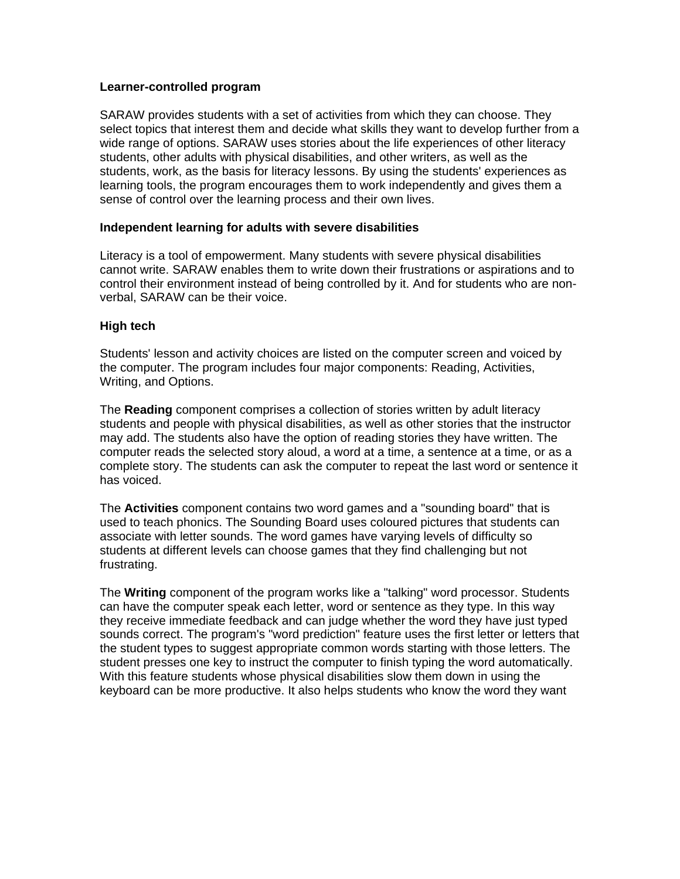**Learner-controlled program**

SARAW provides students with a set of activities from which they can choose. They select topics that interest them and decide what skills they want to develop further from a wide range of options. SARAW uses stories about the life experiences of other literacy students, other adults with physical disabilities, and other writers, as well as the students, work, as the basis for literacy lessons. By using the students' experiences as learning tools, the program encourages them to work independently and gives them a sense of control over the learning process and their own lives.

**Independent learning for adults with severe disabilities**

Literacy is a tool of empowerment. Many students with severe physical disabilities cannot write. SARAW enables them to write down their frustrations or aspirations and to control their environment instead of being controlled by it. And for students who are non-verbal, SARAW can be their voice.

**High tech**

Students' lesson and activity choices are listed on the computer screen and voiced by the computer. The program includes four major components: Reading, Activities, Writing, and Options.

The **Reading** component comprises a collection of stories written by adult literacy students and people with physical disabilities, as well as other stories that the instructor may add. The students also have the option of reading stories they have written. The computer reads the selected story aloud, a word at a time, a sentence at a time, or as a complete story. The students can ask the computer to repeat the last word or sentence it has voiced.

The **Activities** component contains two word games and a "sounding board" that is used to teach phonics. The Sounding Board uses coloured pictures that students can associate with letter sounds. The word games have varying levels of difficulty so students at different levels can choose games that they find challenging but not frustrating.

The **Writing** component of the program works like a "talking" word processor. Students can have the computer speak each letter, word or sentence as they type. In this way they receive immediate feedback and can judge whether the word they have just typed sounds correct. The program's "word prediction" feature uses the first letter or letters that the student types to suggest appropriate common words starting with those letters. The student presses one key to instruct the computer to finish typing the word automatically. With this feature students whose physical disabilities slow them down in using the keyboard can be more productive. It also helps students who know the word they want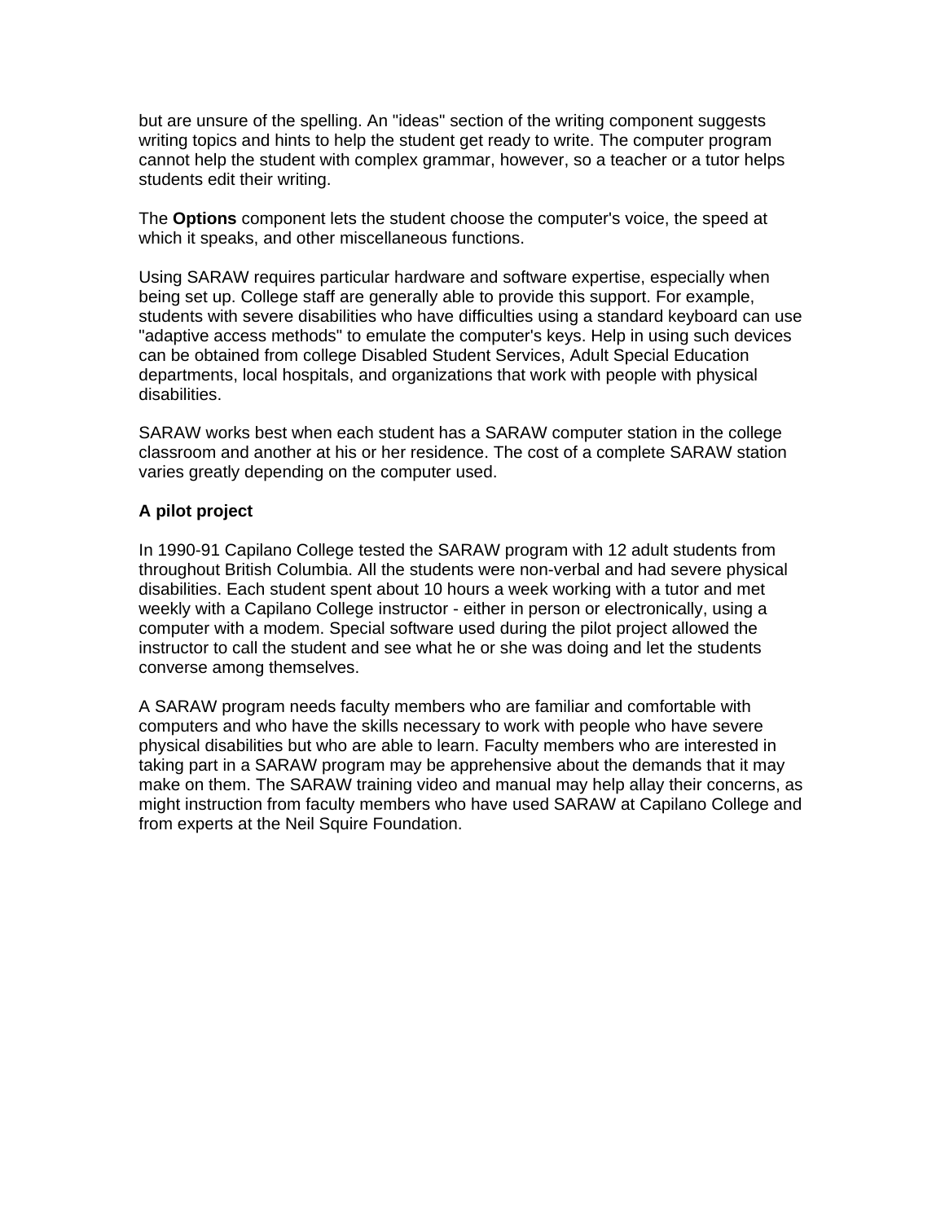but are unsure of the spelling. An "ideas" section of the writing component suggests writing topics and hints to help the student get ready to write. The computer program cannot help the student with complex grammar, however, so a teacher or a tutor helps students edit their writing.

The **Options** component lets the student choose the computer's voice, the speed at which it speaks, and other miscellaneous functions.

Using SARAW requires particular hardware and software expertise, especially when being set up. College staff are generally able to provide this support. For example, students with severe disabilities who have difficulties using a standard keyboard can use "adaptive access methods" to emulate the computer's keys. Help in using such devices can be obtained from college Disabled Student Services, Adult Special Education departments, local hospitals, and organizations that work with people with physical disabilities.

SARAW works best when each student has a SARAW computer station in the college classroom and another at his or her residence. The cost of a complete SARAW station varies greatly depending on the computer used.

**A pilot project**

In 1990-91 Capilano College tested the SARAW program with 12 adult students from throughout British Columbia. All the students were non-verbal and had severe physical disabilities. Each student spent about 10 hours a week working with a tutor and met weekly with a Capilano College instructor - either in person or electronically, using a computer with a modem. Special software used during the pilot project allowed the instructor to call the student and see what he or she was doing and let the students converse among themselves.

A SARAW program needs faculty members who are familiar and comfortable with computers and who have the skills necessary to work with people who have severe physical disabilities but who are able to learn. Faculty members who are interested in taking part in a SARAW program may be apprehensive about the demands that it may make on them. The SARAW training video and manual may help allay their concerns, as might instruction from faculty members who have used SARAW at Capilano College and from experts at the Neil Squire Foundation.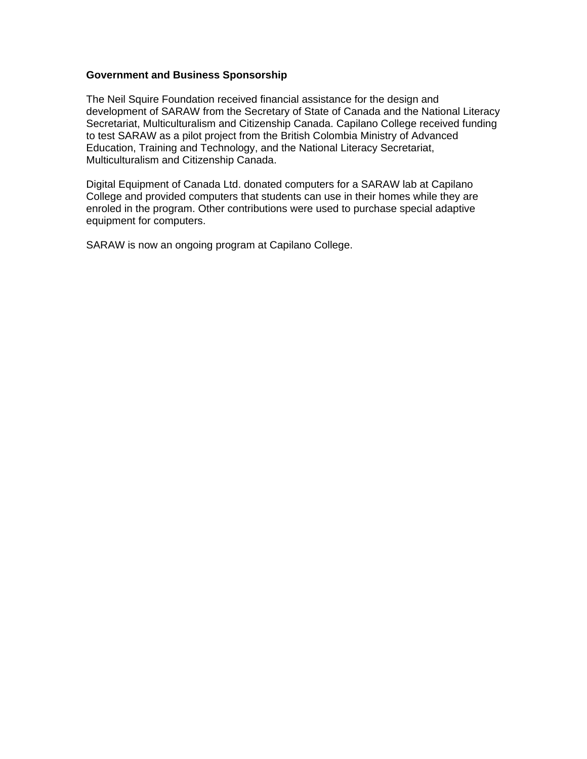**Government and Business Sponsorship**

The Neil Squire Foundation received financial assistance for the design and development of SARAW from the Secretary of State of Canada and the National Literacy Secretariat, Multiculturalism and Citizenship Canada. Capilano College received funding to test SARAW as a pilot project from the British Colombia Ministry of Advanced Education, Training and Technology, and the National Literacy Secretariat, Multiculturalism and Citizenship Canada.

Digital Equipment of Canada Ltd. donated computers for a SARAW lab at Capilano College and provided computers that students can use in their homes while they are enroled in the program. Other contributions were used to purchase special adaptive equipment for computers.

SARAW is now an ongoing program at Capilano College.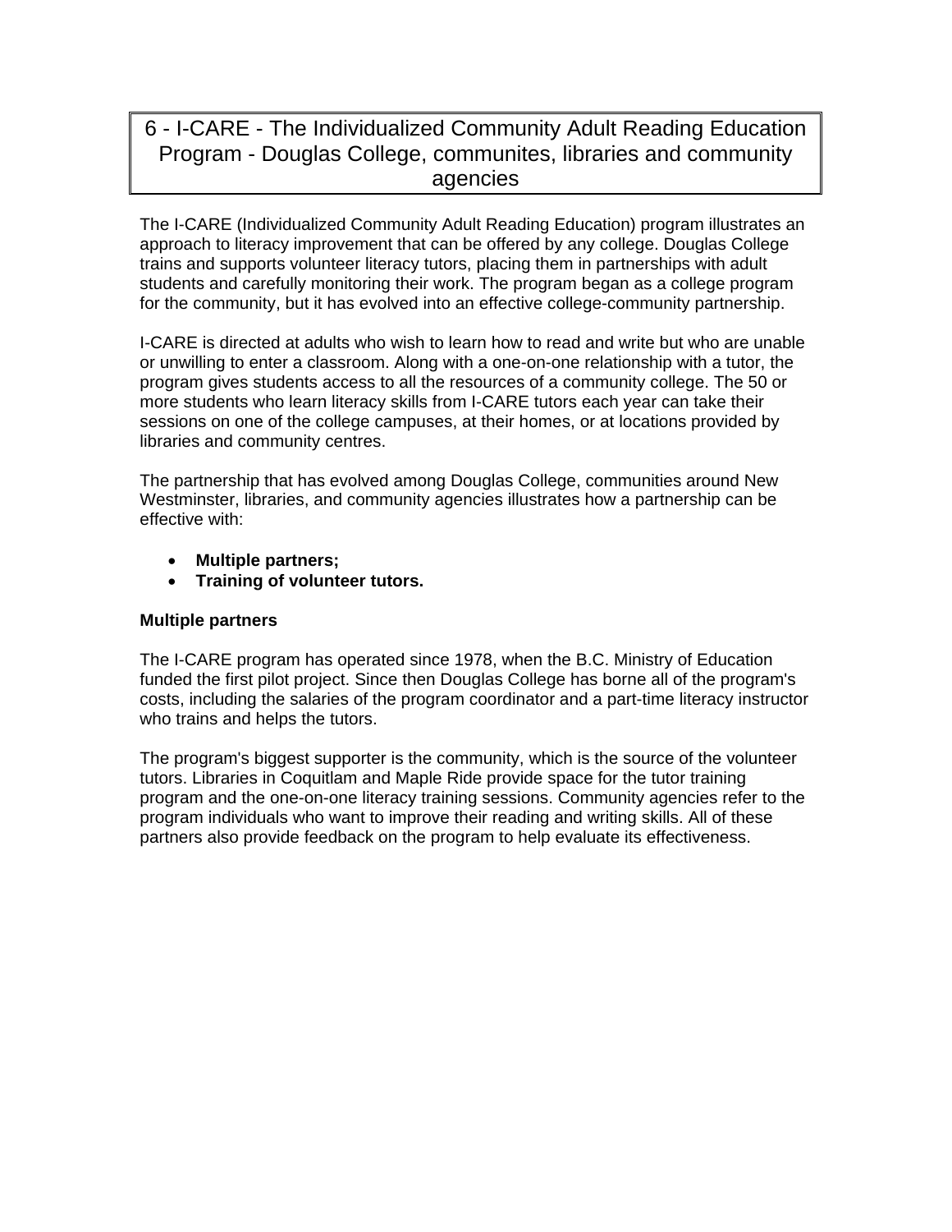# 6 - I-CARE - The Individualized Community Adult Reading Education Program - Douglas College, communites, libraries and community agencies

The I-CARE (Individualized Community Adult Reading Education) program illustrates an approach to literacy improvement that can be offered by any college. Douglas College trains and supports volunteer literacy tutors, placing them in partnerships with adult students and carefully monitoring their work. The program began as a college program for the community, but it has evolved into an effective college-community partnership.

I-CARE is directed at adults who wish to learn how to read and write but who are unable or unwilling to enter a classroom. Along with a one-on-one relationship with a tutor, the program gives students access to all the resources of a community college. The 50 or more students who learn literacy skills from I-CARE tutors each year can take their sessions on one of the college campuses, at their homes, or at locations provided by libraries and community centres.

The partnership that has evolved among Douglas College, communities around New Westminster, libraries, and community agencies illustrates how a partnership can be effective with:

- **Multiple partners;**
- **Training of volunteer tutors.**

**Multiple partners**

The I-CARE program has operated since 1978, when the B.C. Ministry of Education funded the first pilot project. Since then Douglas College has borne all of the program's costs, including the salaries of the program coordinator and a part-time literacy instructor who trains and helps the tutors.

The program's biggest supporter is the community, which is the source of the volunteer tutors. Libraries in Coquitlam and Maple Ride provide space for the tutor training program and the one-on-one literacy training sessions. Community agencies refer to the program individuals who want to improve their reading and writing skills. All of these partners also provide feedback on the program to help evaluate its effectiveness.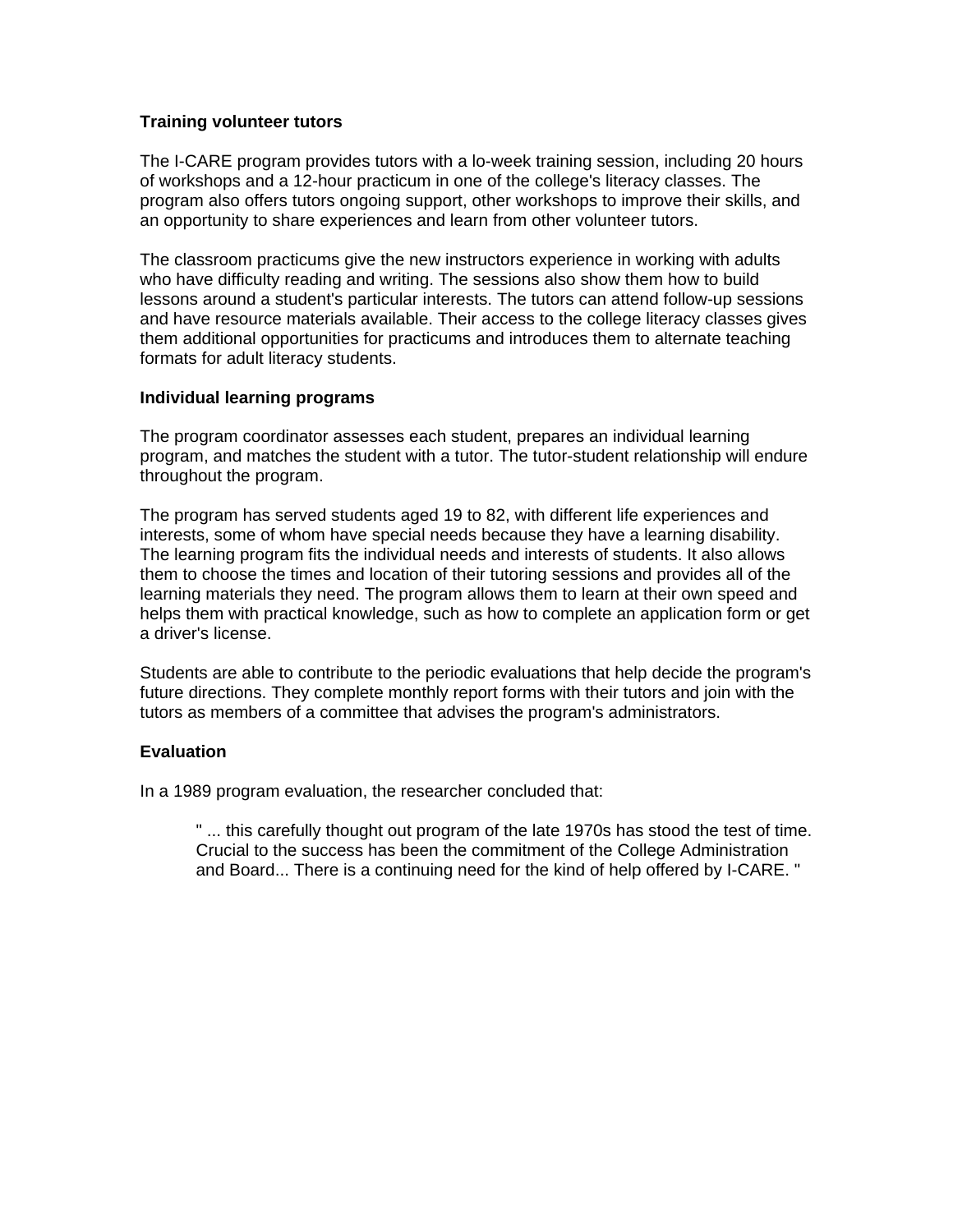**Training volunteer tutors**

The I-CARE program provides tutors with a lo-week training session, including 20 hours of workshops and a 12-hour practicum in one of the college's literacy classes. The program also offers tutors ongoing support, other workshops to improve their skills, and an opportunity to share experiences and learn from other volunteer tutors.

The classroom practicums give the new instructors experience in working with adults who have difficulty reading and writing. The sessions also show them how to build lessons around a student's particular interests. The tutors can attend follow-up sessions and have resource materials available. Their access to the college literacy classes gives them additional opportunities for practicums and introduces them to alternate teaching formats for adult literacy students.

**Individual learning programs**

The program coordinator assesses each student, prepares an individual learning program, and matches the student with a tutor. The tutor-student relationship will endure throughout the program.

The program has served students aged 19 to 82, with different life experiences and interests, some of whom have special needs because they have a learning disability. The learning program fits the individual needs and interests of students. It also allows them to choose the times and location of their tutoring sessions and provides all of the learning materials they need. The program allows them to learn at their own speed and helps them with practical knowledge, such as how to complete an application form or get a driver's license.

Students are able to contribute to the periodic evaluations that help decide the program's future directions. They complete monthly report forms with their tutors and join with the tutors as members of a committee that advises the program's administrators.

**Evaluation**

In a 1989 program evaluation, the researcher concluded that:

> " ... this carefully thought out program of the late 1970s has stood the test of time. Crucial to the success has been the commitment of the College Administration and Board... There is a continuing need for the kind of help offered by I-CARE. "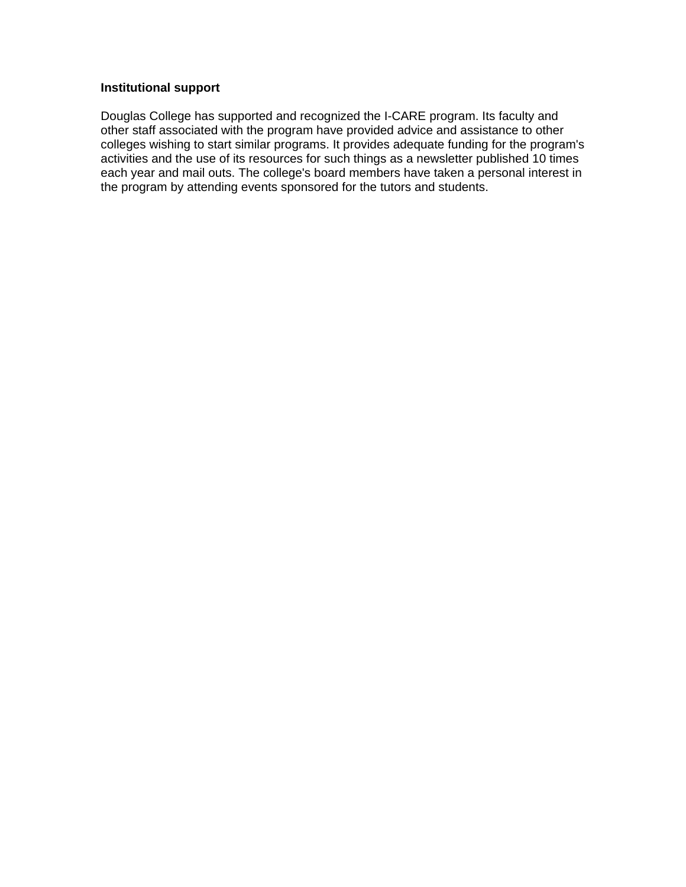**Institutional support**

Douglas College has supported and recognized the I-CARE program. Its faculty and other staff associated with the program have provided advice and assistance to other colleges wishing to start similar programs. It provides adequate funding for the program's activities and the use of its resources for such things as a newsletter published 10 times each year and mail outs. The college's board members have taken a personal interest in the program by attending events sponsored for the tutors and students.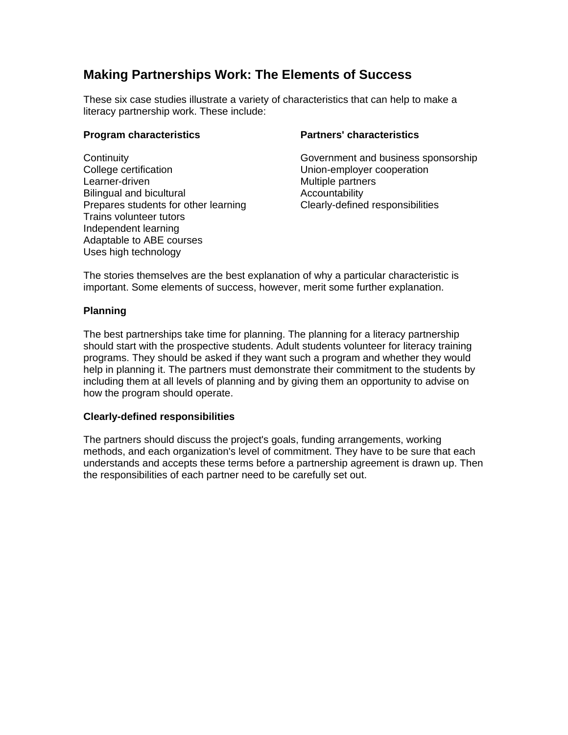## Making Partnerships Work: The Elements of Success

These six case studies illustrate a variety of characteristics that can help to make a literacy partnership work. These include:

**Program characteristics**

Continuity
College certification
Learner-driven
Bilingual and bicultural
Prepares students for other learning
Trains volunteer tutors
Independent learning
Adaptable to ABE courses
Uses high technology

**Partners' characteristics**

Government and business sponsorship
Union-employer cooperation
Multiple partners
Accountability
Clearly-defined responsibilities

The stories themselves are the best explanation of why a particular characteristic is important. Some elements of success, however, merit some further explanation.

**Planning**

The best partnerships take time for planning. The planning for a literacy partnership should start with the prospective students. Adult students volunteer for literacy training programs. They should be asked if they want such a program and whether they would help in planning it. The partners must demonstrate their commitment to the students by including them at all levels of planning and by giving them an opportunity to advise on how the program should operate.

**Clearly-defined responsibilities**

The partners should discuss the project's goals, funding arrangements, working methods, and each organization's level of commitment. They have to be sure that each understands and accepts these terms before a partnership agreement is drawn up. Then the responsibilities of each partner need to be carefully set out.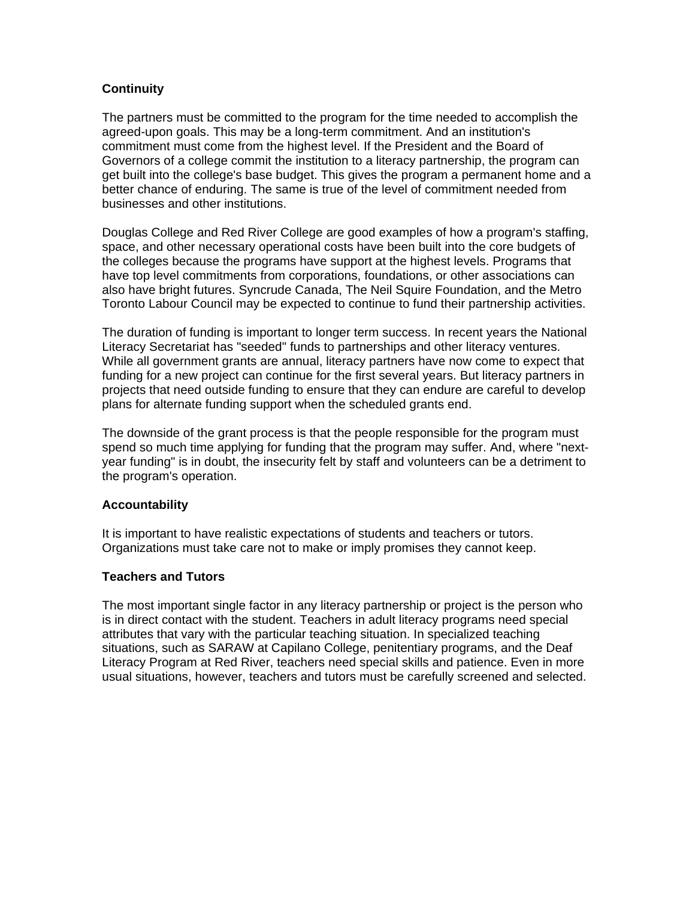**Continuity**

The partners must be committed to the program for the time needed to accomplish the agreed-upon goals. This may be a long-term commitment. And an institution's commitment must come from the highest level. If the President and the Board of Governors of a college commit the institution to a literacy partnership, the program can get built into the college's base budget. This gives the program a permanent home and a better chance of enduring. The same is true of the level of commitment needed from businesses and other institutions.

Douglas College and Red River College are good examples of how a program's staffing, space, and other necessary operational costs have been built into the core budgets of the colleges because the programs have support at the highest levels. Programs that have top level commitments from corporations, foundations, or other associations can also have bright futures. Syncrude Canada, The Neil Squire Foundation, and the Metro Toronto Labour Council may be expected to continue to fund their partnership activities.

The duration of funding is important to longer term success. In recent years the National Literacy Secretariat has "seeded" funds to partnerships and other literacy ventures. While all government grants are annual, literacy partners have now come to expect that funding for a new project can continue for the first several years. But literacy partners in projects that need outside funding to ensure that they can endure are careful to develop plans for alternate funding support when the scheduled grants end.

The downside of the grant process is that the people responsible for the program must spend so much time applying for funding that the program may suffer. And, where "next-year funding" is in doubt, the insecurity felt by staff and volunteers can be a detriment to the program's operation.

**Accountability**

It is important to have realistic expectations of students and teachers or tutors. Organizations must take care not to make or imply promises they cannot keep.

**Teachers and Tutors**

The most important single factor in any literacy partnership or project is the person who is in direct contact with the student. Teachers in adult literacy programs need special attributes that vary with the particular teaching situation. In specialized teaching situations, such as SARAW at Capilano College, penitentiary programs, and the Deaf Literacy Program at Red River, teachers need special skills and patience. Even in more usual situations, however, teachers and tutors must be carefully screened and selected.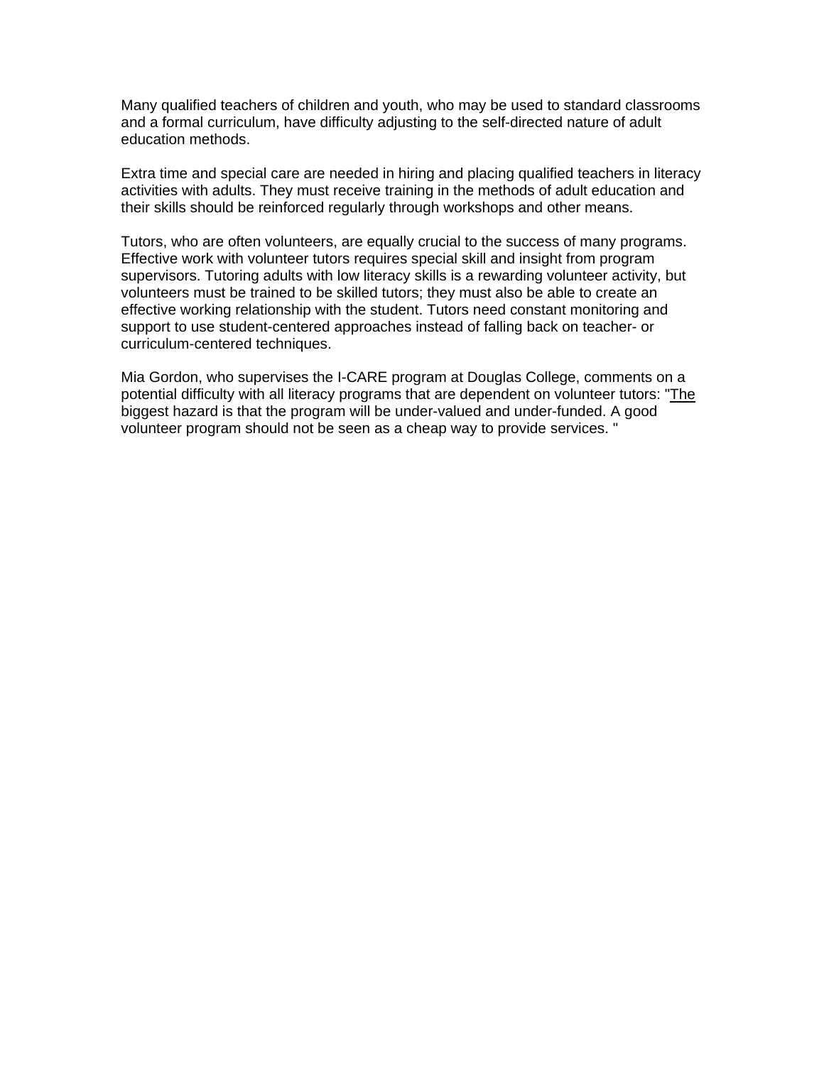Many qualified teachers of children and youth, who may be used to standard classrooms and a formal curriculum, have difficulty adjusting to the self-directed nature of adult education methods.

Extra time and special care are needed in hiring and placing qualified teachers in literacy activities with adults. They must receive training in the methods of adult education and their skills should be reinforced regularly through workshops and other means.

Tutors, who are often volunteers, are equally crucial to the success of many programs. Effective work with volunteer tutors requires special skill and insight from program supervisors. Tutoring adults with low literacy skills is a rewarding volunteer activity, but volunteers must be trained to be skilled tutors; they must also be able to create an effective working relationship with the student. Tutors need constant monitoring and support to use student-centered approaches instead of falling back on teacher- or curriculum-centered techniques.

Mia Gordon, who supervises the I-CARE program at Douglas College, comments on a potential difficulty with all literacy programs that are dependent on volunteer tutors: "The biggest hazard is that the program will be under-valued and under-funded. A good volunteer program should not be seen as a cheap way to provide services. "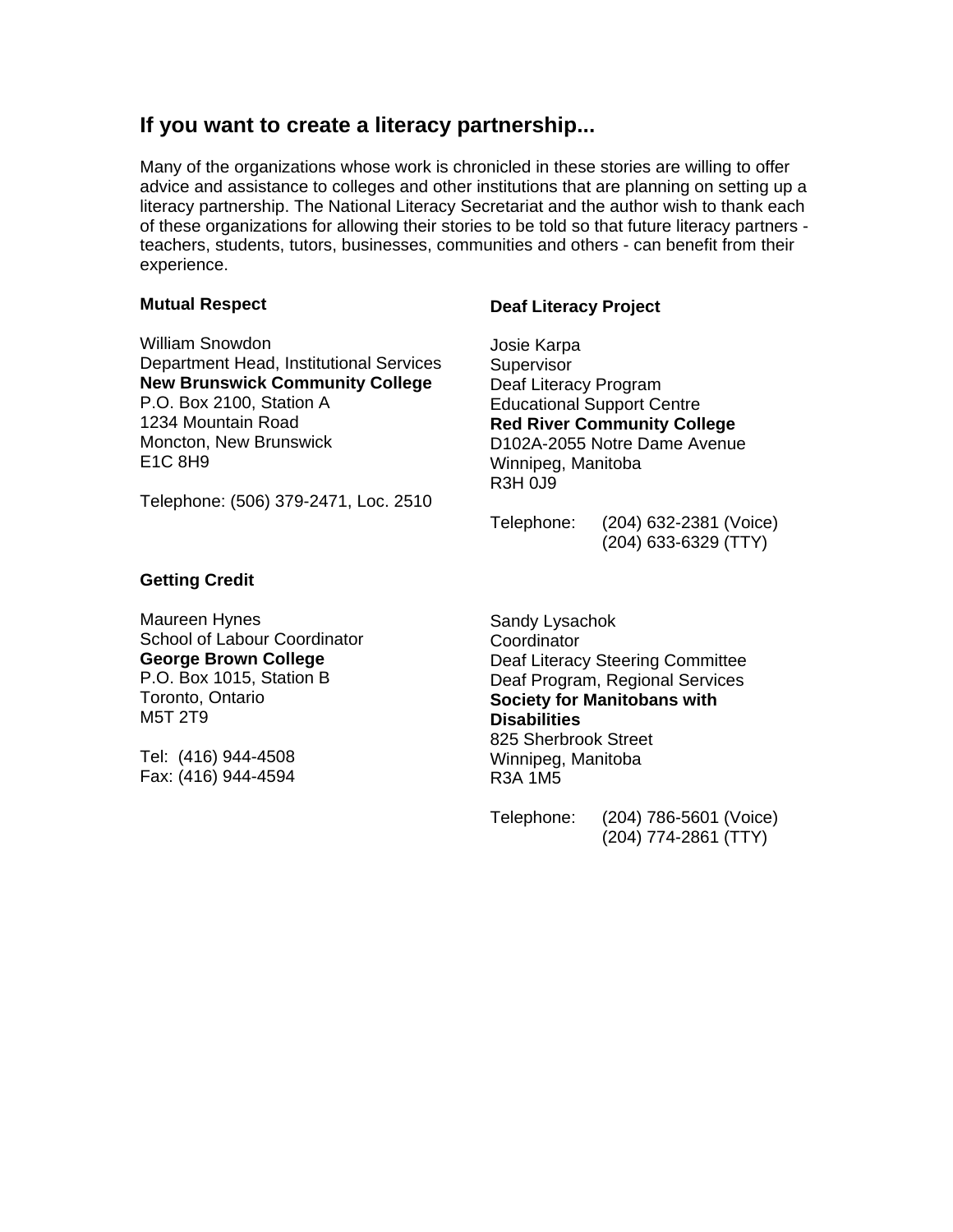## If you want to create a literacy partnership...

Many of the organizations whose work is chronicled in these stories are willing to offer advice and assistance to colleges and other institutions that are planning on setting up a literacy partnership. The National Literacy Secretariat and the author wish to thank each of these organizations for allowing their stories to be told so that future literacy partners - teachers, students, tutors, businesses, communities and others - can benefit from their experience.

**Mutual Respect**

William Snowdon
Department Head, Institutional Services
**New Brunswick Community College**
P.O. Box 2100, Station A
1234 Mountain Road
Moncton, New Brunswick
E1C 8H9

Telephone: (506) 379-2471, Loc. 2510

**Getting Credit**

Maureen Hynes
School of Labour Coordinator
**George Brown College**
P.O. Box 1015, Station B
Toronto, Ontario
M5T 2T9

Tel: (416) 944-4508
Fax: (416) 944-4594

**Deaf Literacy Project**

Josie Karpa
Supervisor
Deaf Literacy Program
Educational Support Centre
**Red River Community College**
D102A-2055 Notre Dame Avenue
Winnipeg, Manitoba
R3H 0J9

Telephone: (204) 632-2381 (Voice)
(204) 633-6329 (TTY)

Sandy Lysachok
Coordinator
Deaf Literacy Steering Committee
Deaf Program, Regional Services
**Society for Manitobans with Disabilities**
825 Sherbrook Street
Winnipeg, Manitoba
R3A 1M5

Telephone: (204) 786-5601 (Voice)
(204) 774-2861 (TTY)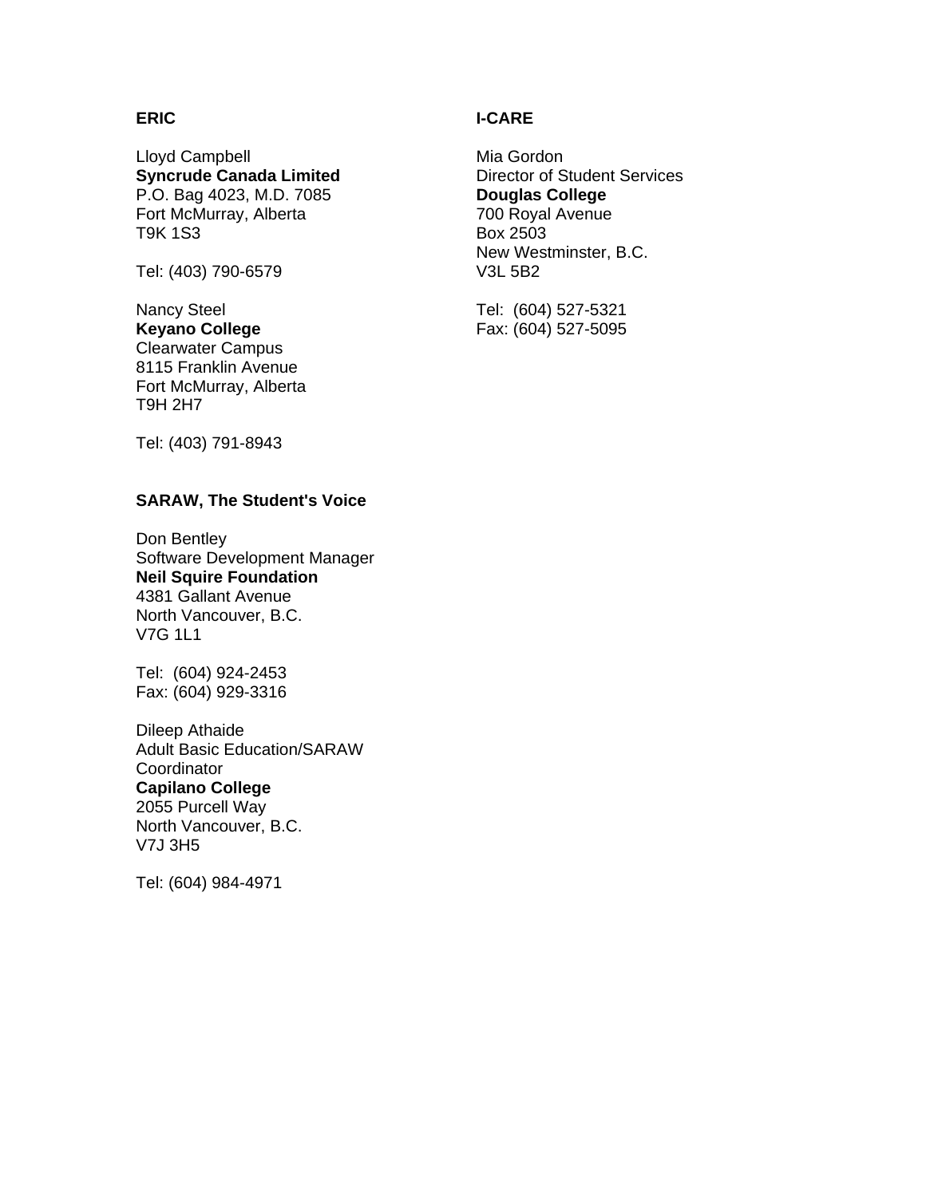**ERIC**

Lloyd Campbell
**Syncrude Canada Limited**
P.O. Bag 4023, M.D. 7085
Fort McMurray, Alberta
T9K 1S3

Tel: (403) 790-6579

Nancy Steel
**Keyano College**
Clearwater Campus
8115 Franklin Avenue
Fort McMurray, Alberta
T9H 2H7

Tel: (403) 791-8943

**SARAW, The Student's Voice**

Don Bentley
Software Development Manager
**Neil Squire Foundation**
4381 Gallant Avenue
North Vancouver, B.C.
V7G 1L1

Tel: (604) 924-2453
Fax: (604) 929-3316

Dileep Athaide
Adult Basic Education/SARAW Coordinator
**Capilano College**
2055 Purcell Way
North Vancouver, B.C.
V7J 3H5

Tel: (604) 984-4971

**I-CARE**

Mia Gordon
Director of Student Services
**Douglas College**
700 Royal Avenue
Box 2503
New Westminster, B.C.
V3L 5B2

Tel: (604) 527-5321
Fax: (604) 527-5095